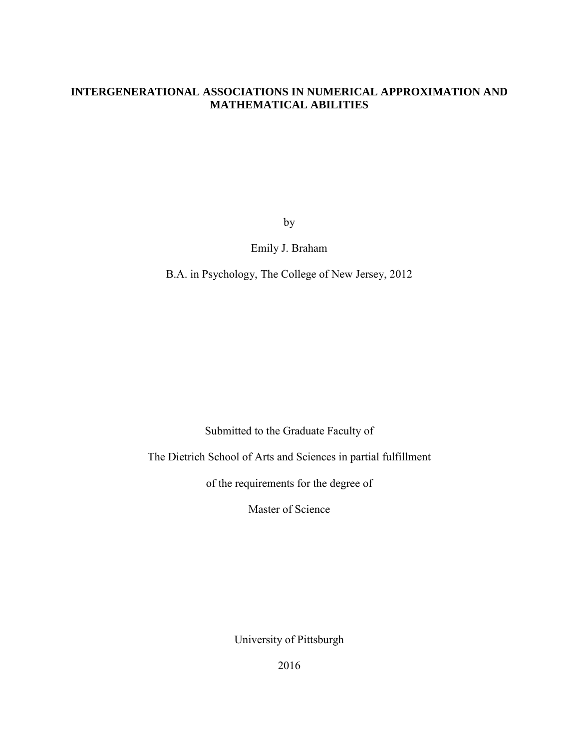# INTERGENERATIONAL ASSOCIATIONS IN NUMERICAL APPROXIMATION AND MATHEMATICAL ABILITIES

by

Emily J. Braham

B.A. in Psychology, The College of New Jersey, 2012

Submitted to the Graduate Faculty of

The Dietrich School of Arts and Sciences in partial fulfillment

of the requirements for the degree of

Master of Science

University of Pittsburgh

2016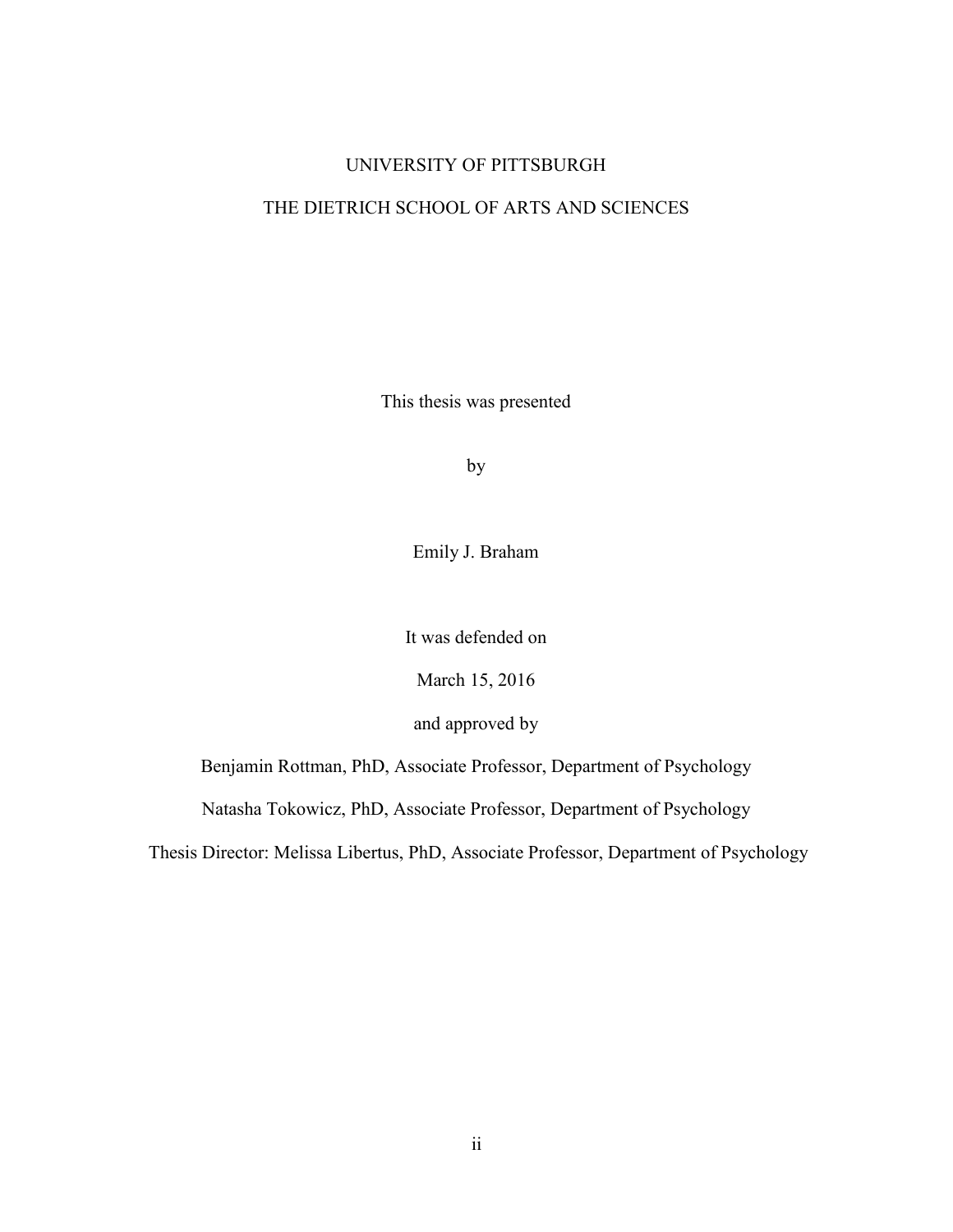UNIVERSITY OF PITTSBURGH

THE DIETRICH SCHOOL OF ARTS AND SCIENCES

This thesis was presented

by

Emily J. Braham

It was defended on

March 15, 2016

and approved by

Benjamin Rottman, PhD, Associate Professor, Department of Psychology

Natasha Tokowicz, PhD, Associate Professor, Department of Psychology

Thesis Director: Melissa Libertus, PhD, Associate Professor, Department of Psychology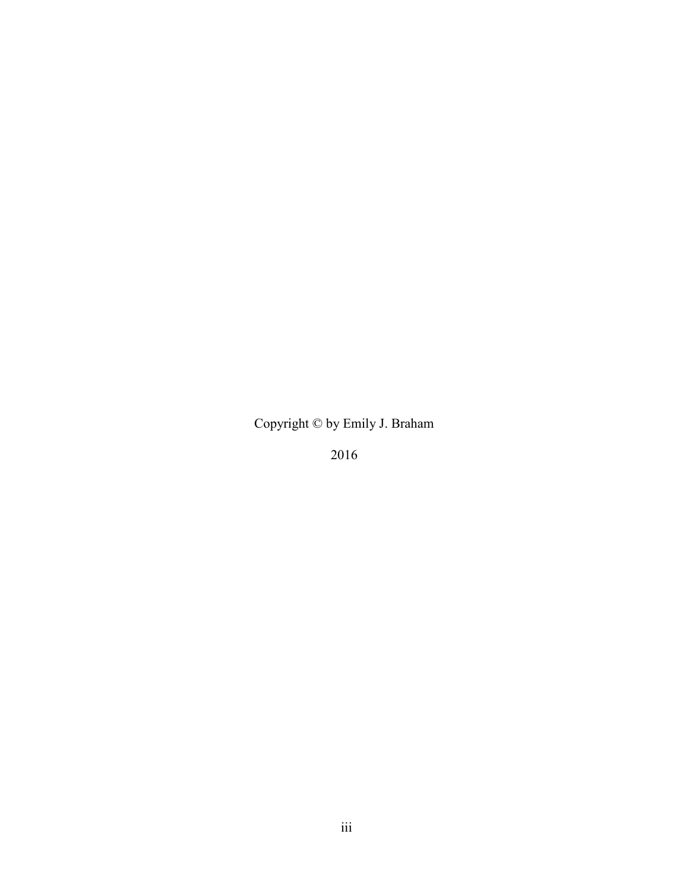Copyright © by Emily J. Braham

2016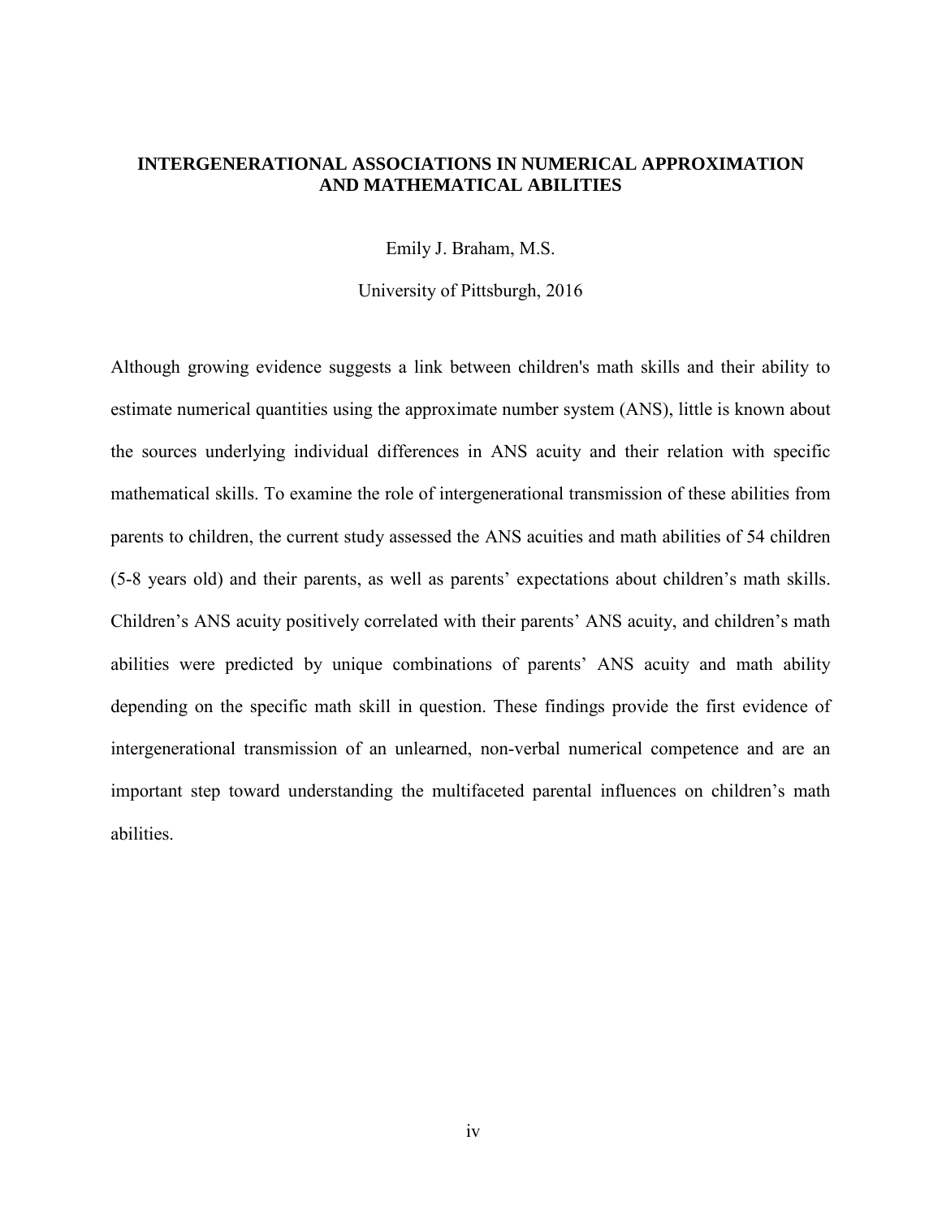**INTERGENERATIONAL ASSOCIATIONS IN NUMERICAL APPROXIMATION AND MATHEMATICAL ABILITIES**

Emily J. Braham, M.S.

University of Pittsburgh, 2016

Although growing evidence suggests a link between children's math skills and their ability to estimate numerical quantities using the approximate number system (ANS), little is known about the sources underlying individual differences in ANS acuity and their relation with specific mathematical skills. To examine the role of intergenerational transmission of these abilities from parents to children, the current study assessed the ANS acuities and math abilities of 54 children (5-8 years old) and their parents, as well as parents' expectations about children's math skills. Children's ANS acuity positively correlated with their parents' ANS acuity, and children's math abilities were predicted by unique combinations of parents' ANS acuity and math ability depending on the specific math skill in question. These findings provide the first evidence of intergenerational transmission of an unlearned, non-verbal numerical competence and are an important step toward understanding the multifaceted parental influences on children's math abilities.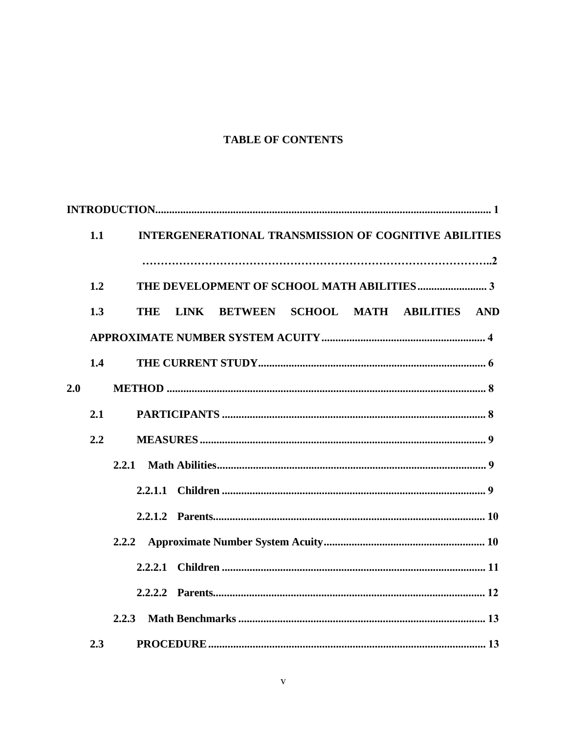## TABLE OF CONTENTS

**INTRODUCTION......................................................................................................................... 1**

**1.1 INTERGENERATIONAL TRANSMISSION OF COGNITIVE ABILITIES ……………………………………………………………………………………..2**

**1.2 THE DEVELOPMENT OF SCHOOL MATH ABILITIES......................... 3**

**1.3 THE LINK BETWEEN SCHOOL MATH ABILITIES AND APPROXIMATE NUMBER SYSTEM ACUITY........................................................... 4**

**1.4 THE CURRENT STUDY.................................................................................. 6**

**2.0 METHOD .................................................................................................................. 8**

**2.1 PARTICIPANTS ............................................................................................... 8**

**2.2 MEASURES....................................................................................................... 9**

**2.2.1 Math Abilities................................................................................................. 9**

**2.2.1.1 Children ............................................................................................... 9**

**2.2.1.2 Parents.................................................................................................. 10**

**2.2.2 Approximate Number System Acuity.......................................................... 10**

**2.2.2.1 Children ............................................................................................... 11**

**2.2.2.2 Parents.................................................................................................. 12**

**2.2.3 Math Benchmarks .......................................................................................... 13**

**2.3 PROCEDURE.................................................................................................... 13**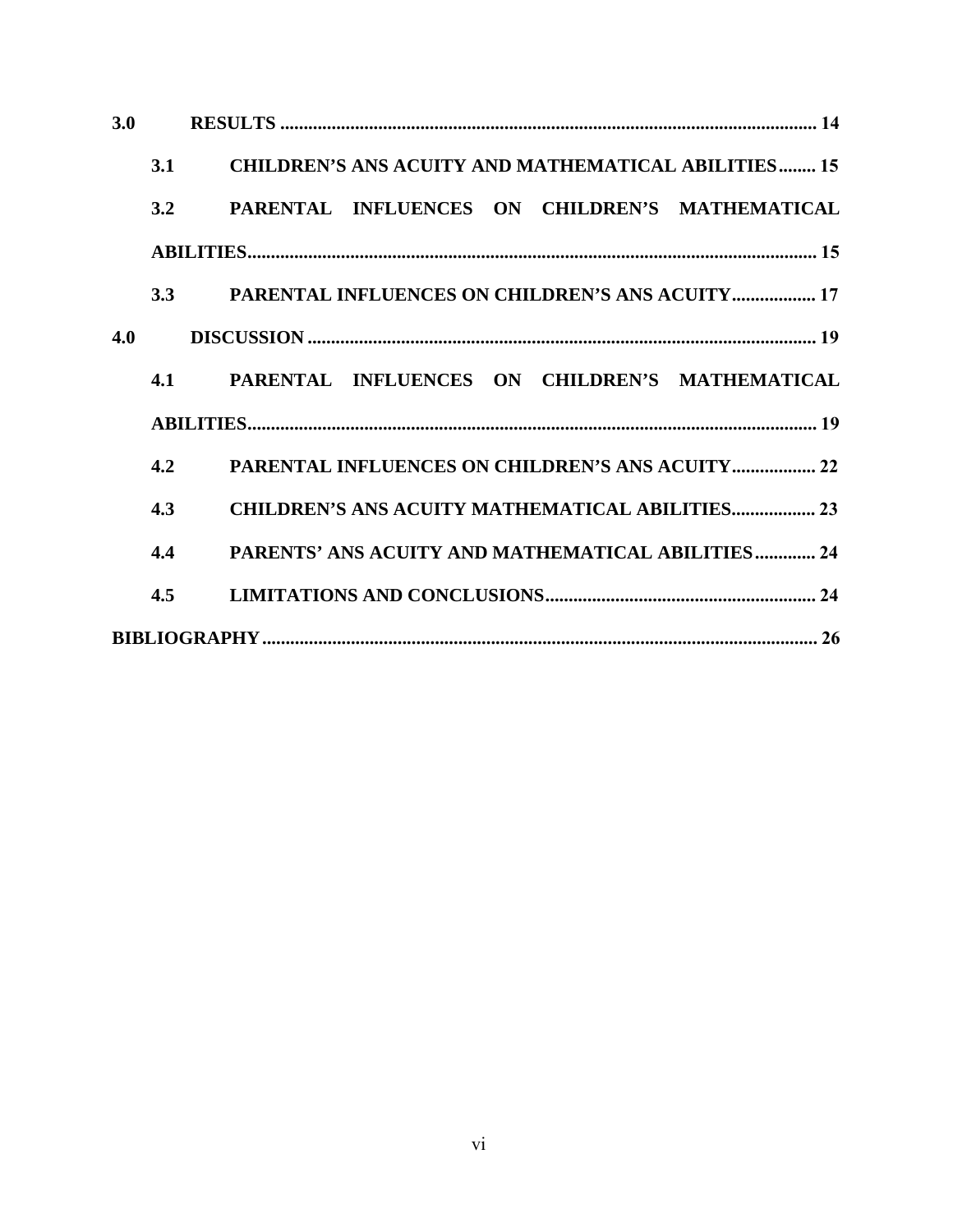**3.0 RESULTS** ..................................................................................................................... **14**

- **3.1 CHILDREN'S ANS ACUITY AND MATHEMATICAL ABILITIES**........ **15**
- **3.2 PARENTAL INFLUENCES ON CHILDREN'S MATHEMATICAL ABILITIES**.............................................................................................................. **15**
- **3.3 PARENTAL INFLUENCES ON CHILDREN'S ANS ACUITY**.................. **17**

**4.0 DISCUSSION** ............................................................................................................ **19**

- **4.1 PARENTAL INFLUENCES ON CHILDREN'S MATHEMATICAL ABILITIES**.............................................................................................................. **19**
- **4.2 PARENTAL INFLUENCES ON CHILDREN'S ANS ACUITY**.................. **22**
- **4.3 CHILDREN'S ANS ACUITY MATHEMATICAL ABILITIES**.................. **23**
- **4.4 PARENTS' ANS ACUITY AND MATHEMATICAL ABILITIES**............. **24**
- **4.5 LIMITATIONS AND CONCLUSIONS**......................................................... **24**

**BIBLIOGRAPHY** ....................................................................................................................... **26**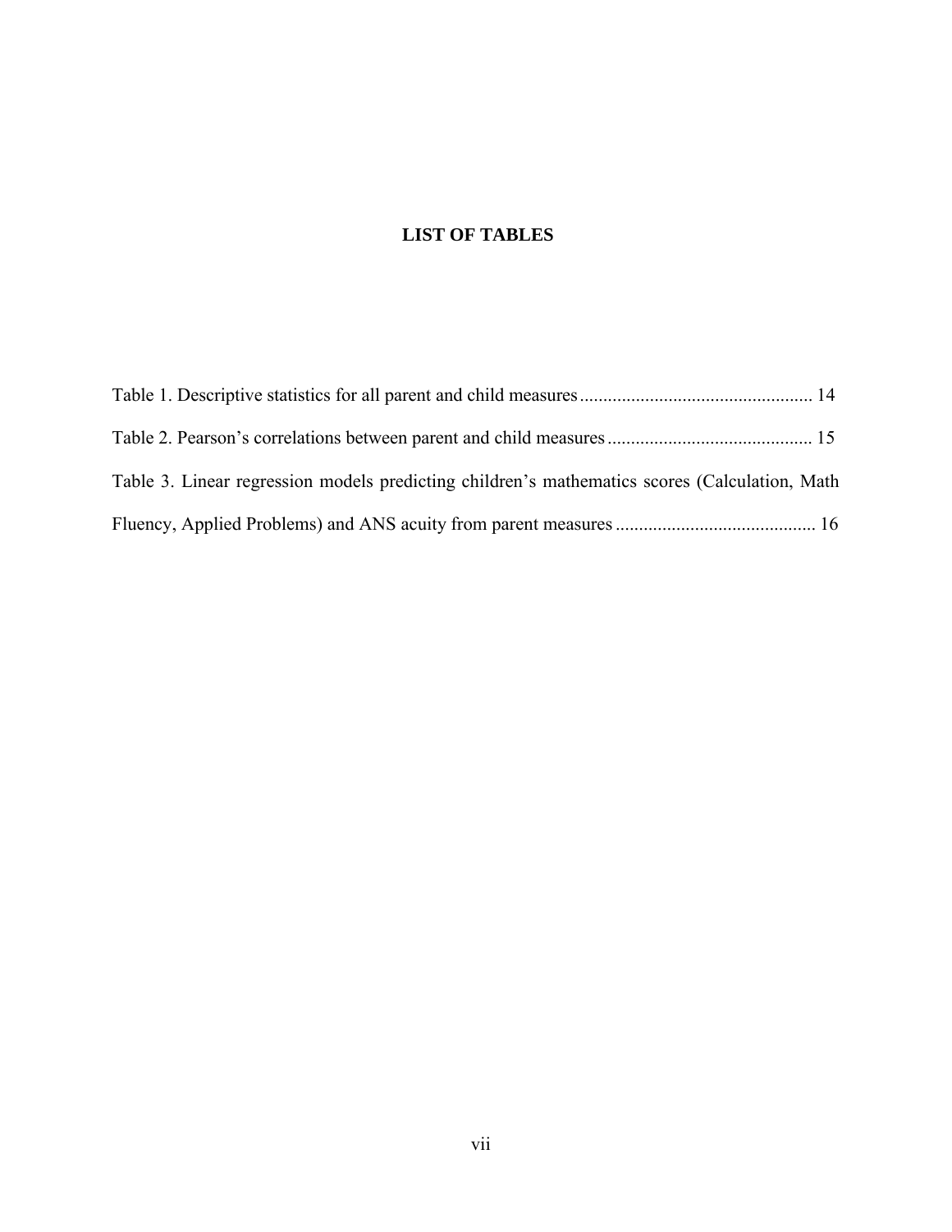# LIST OF TABLES

Table 1. Descriptive statistics for all parent and child measures ................................................. 14

Table 2. Pearson's correlations between parent and child measures ........................................... 15

Table 3. Linear regression models predicting children's mathematics scores (Calculation, Math Fluency, Applied Problems) and ANS acuity from parent measures .......................................... 16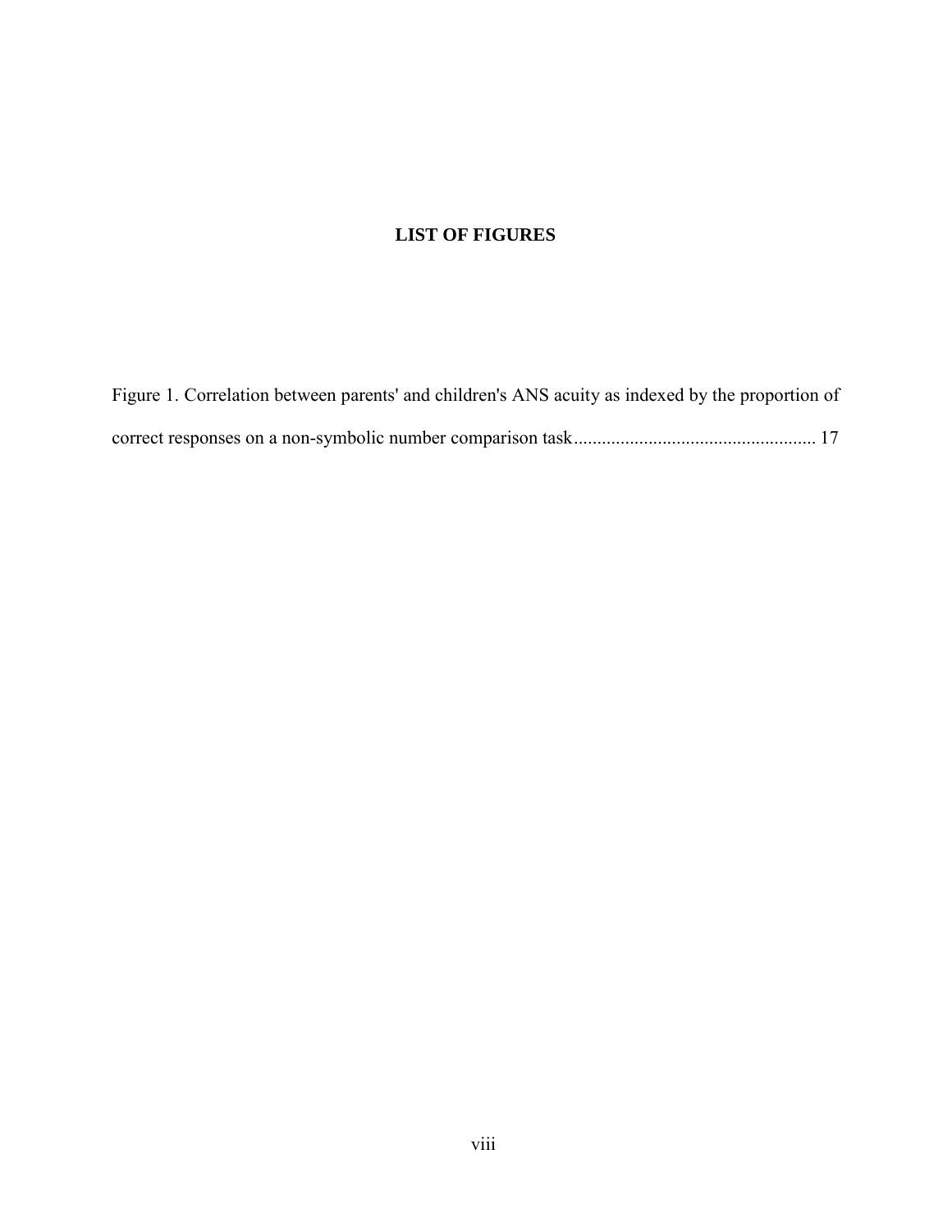# LIST OF FIGURES

Figure 1. Correlation between parents' and children's ANS acuity as indexed by the proportion of correct responses on a non-symbolic number comparison task ..................................................... 17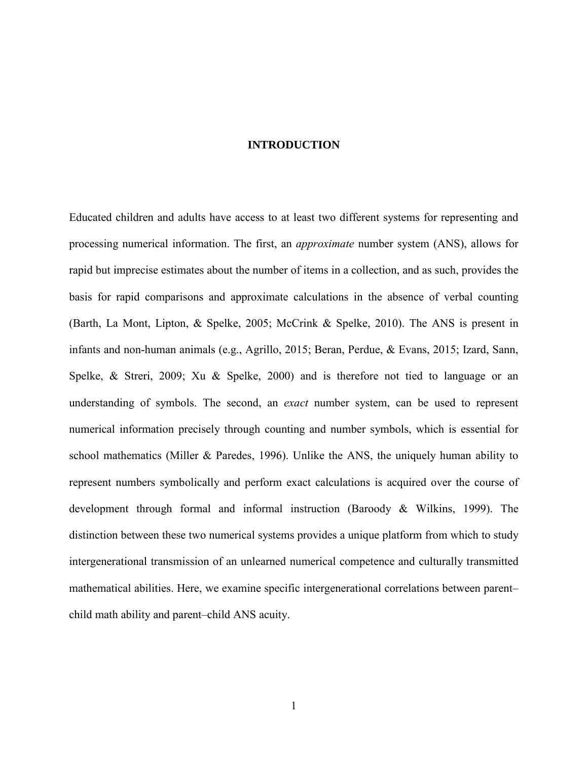# INTRODUCTION

Educated children and adults have access to at least two different systems for representing and processing numerical information. The first, an *approximate* number system (ANS), allows for rapid but imprecise estimates about the number of items in a collection, and as such, provides the basis for rapid comparisons and approximate calculations in the absence of verbal counting (Barth, La Mont, Lipton, & Spelke, 2005; McCrink & Spelke, 2010). The ANS is present in infants and non-human animals (e.g., Agrillo, 2015; Beran, Perdue, & Evans, 2015; Izard, Sann, Spelke, & Streri, 2009; Xu & Spelke, 2000) and is therefore not tied to language or an understanding of symbols. The second, an *exact* number system, can be used to represent numerical information precisely through counting and number symbols, which is essential for school mathematics (Miller & Paredes, 1996). Unlike the ANS, the uniquely human ability to represent numbers symbolically and perform exact calculations is acquired over the course of development through formal and informal instruction (Baroody & Wilkins, 1999). The distinction between these two numerical systems provides a unique platform from which to study intergenerational transmission of an unlearned numerical competence and culturally transmitted mathematical abilities. Here, we examine specific intergenerational correlations between parent–child math ability and parent–child ANS acuity.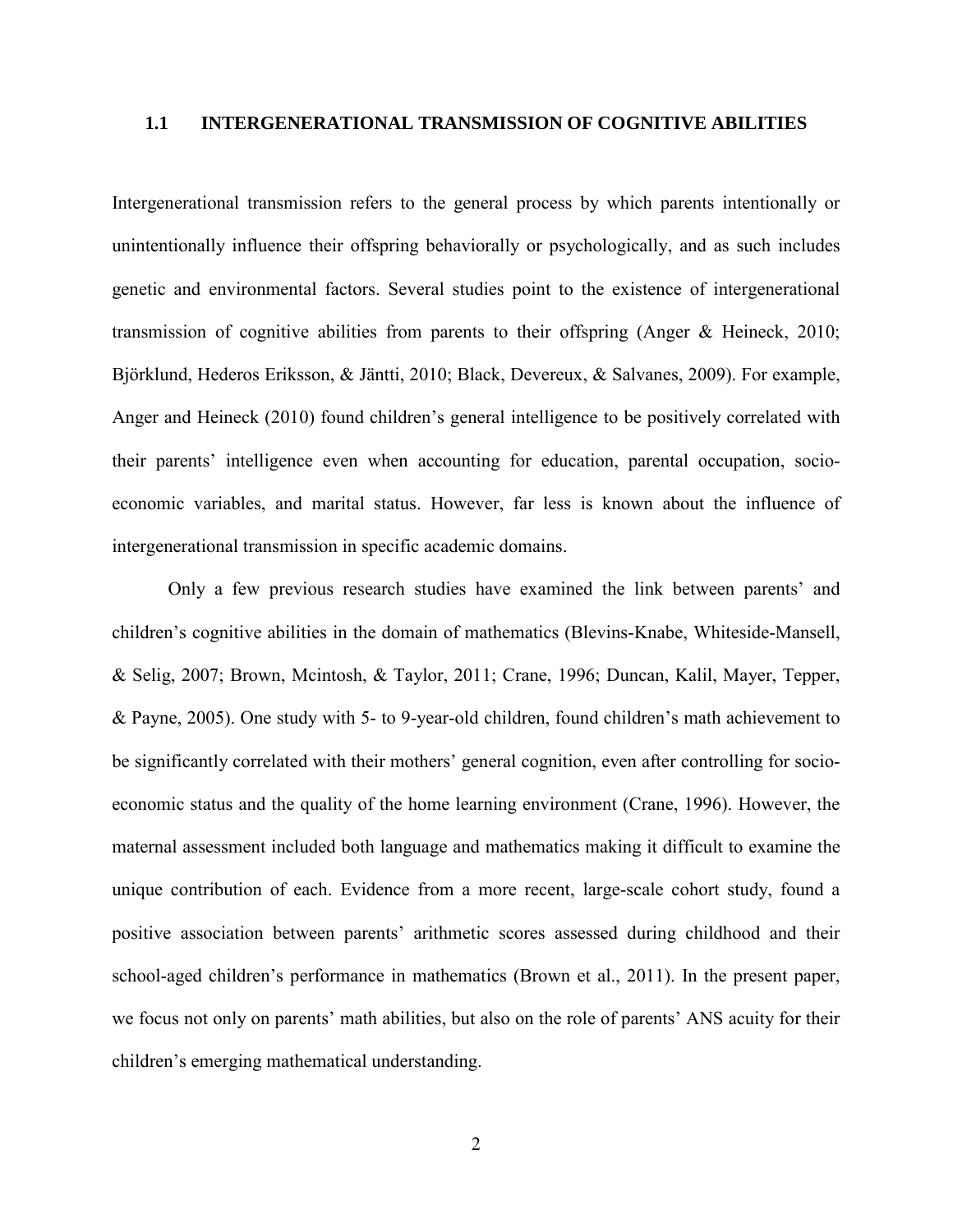## 1.1 INTERGENERATIONAL TRANSMISSION OF COGNITIVE ABILITIES

Intergenerational transmission refers to the general process by which parents intentionally or unintentionally influence their offspring behaviorally or psychologically, and as such includes genetic and environmental factors. Several studies point to the existence of intergenerational transmission of cognitive abilities from parents to their offspring (Anger & Heineck, 2010; Björklund, Hederos Eriksson, & Jäntti, 2010; Black, Devereux, & Salvanes, 2009). For example, Anger and Heineck (2010) found children's general intelligence to be positively correlated with their parents' intelligence even when accounting for education, parental occupation, socio-economic variables, and marital status. However, far less is known about the influence of intergenerational transmission in specific academic domains.

Only a few previous research studies have examined the link between parents' and children's cognitive abilities in the domain of mathematics (Blevins-Knabe, Whiteside-Mansell, & Selig, 2007; Brown, Mcintosh, & Taylor, 2011; Crane, 1996; Duncan, Kalil, Mayer, Tepper, & Payne, 2005). One study with 5- to 9-year-old children, found children's math achievement to be significantly correlated with their mothers' general cognition, even after controlling for socio-economic status and the quality of the home learning environment (Crane, 1996). However, the maternal assessment included both language and mathematics making it difficult to examine the unique contribution of each. Evidence from a more recent, large-scale cohort study, found a positive association between parents' arithmetic scores assessed during childhood and their school-aged children's performance in mathematics (Brown et al., 2011). In the present paper, we focus not only on parents' math abilities, but also on the role of parents' ANS acuity for their children's emerging mathematical understanding.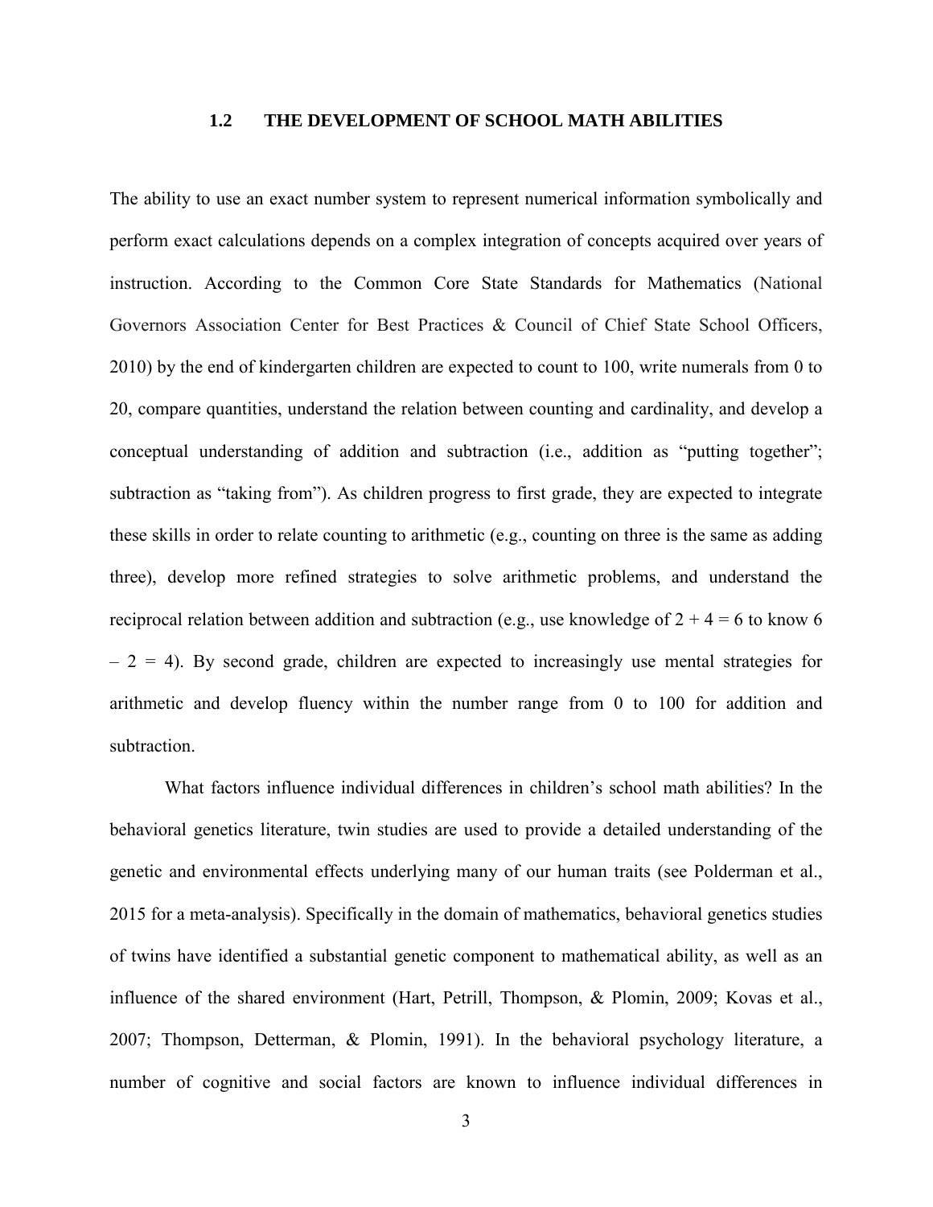## 1.2 THE DEVELOPMENT OF SCHOOL MATH ABILITIES

The ability to use an exact number system to represent numerical information symbolically and perform exact calculations depends on a complex integration of concepts acquired over years of instruction. According to the Common Core State Standards for Mathematics (National Governors Association Center for Best Practices & Council of Chief State School Officers, 2010) by the end of kindergarten children are expected to count to 100, write numerals from 0 to 20, compare quantities, understand the relation between counting and cardinality, and develop a conceptual understanding of addition and subtraction (i.e., addition as "putting together"; subtraction as "taking from"). As children progress to first grade, they are expected to integrate these skills in order to relate counting to arithmetic (e.g., counting on three is the same as adding three), develop more refined strategies to solve arithmetic problems, and understand the reciprocal relation between addition and subtraction (e.g., use knowledge of $2 + 4 = 6$ to know $6 - 2 = 4$). By second grade, children are expected to increasingly use mental strategies for arithmetic and develop fluency within the number range from 0 to 100 for addition and subtraction.

What factors influence individual differences in children's school math abilities? In the behavioral genetics literature, twin studies are used to provide a detailed understanding of the genetic and environmental effects underlying many of our human traits (see Polderman et al., 2015 for a meta-analysis). Specifically in the domain of mathematics, behavioral genetics studies of twins have identified a substantial genetic component to mathematical ability, as well as an influence of the shared environment (Hart, Petrill, Thompson, & Plomin, 2009; Kovas et al., 2007; Thompson, Detterman, & Plomin, 1991). In the behavioral psychology literature, a number of cognitive and social factors are known to influence individual differences in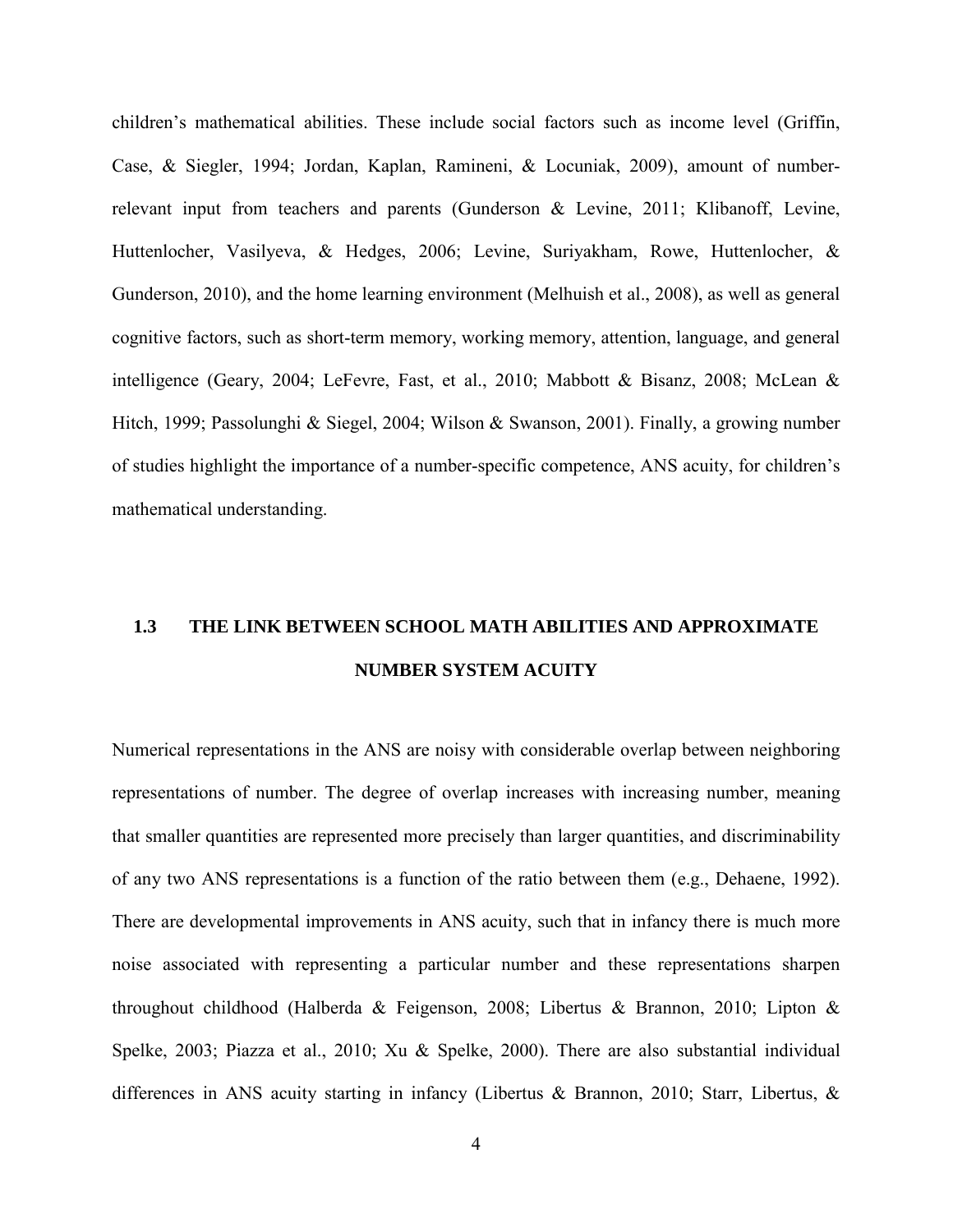children's mathematical abilities. These include social factors such as income level (Griffin, Case, & Siegler, 1994; Jordan, Kaplan, Ramineni, & Locuniak, 2009), amount of number-relevant input from teachers and parents (Gunderson & Levine, 2011; Klibanoff, Levine, Huttenlocher, Vasilyeva, & Hedges, 2006; Levine, Suriyakham, Rowe, Huttenlocher, & Gunderson, 2010), and the home learning environment (Melhuish et al., 2008), as well as general cognitive factors, such as short-term memory, working memory, attention, language, and general intelligence (Geary, 2004; LeFevre, Fast, et al., 2010; Mabbott & Bisanz, 2008; McLean & Hitch, 1999; Passolunghi & Siegel, 2004; Wilson & Swanson, 2001). Finally, a growing number of studies highlight the importance of a number-specific competence, ANS acuity, for children's mathematical understanding.

## 1.3 THE LINK BETWEEN SCHOOL MATH ABILITIES AND APPROXIMATE NUMBER SYSTEM ACUITY

Numerical representations in the ANS are noisy with considerable overlap between neighboring representations of number. The degree of overlap increases with increasing number, meaning that smaller quantities are represented more precisely than larger quantities, and discriminability of any two ANS representations is a function of the ratio between them (e.g., Dehaene, 1992). There are developmental improvements in ANS acuity, such that in infancy there is much more noise associated with representing a particular number and these representations sharpen throughout childhood (Halberda & Feigenson, 2008; Libertus & Brannon, 2010; Lipton & Spelke, 2003; Piazza et al., 2010; Xu & Spelke, 2000). There are also substantial individual differences in ANS acuity starting in infancy (Libertus & Brannon, 2010; Starr, Libertus, &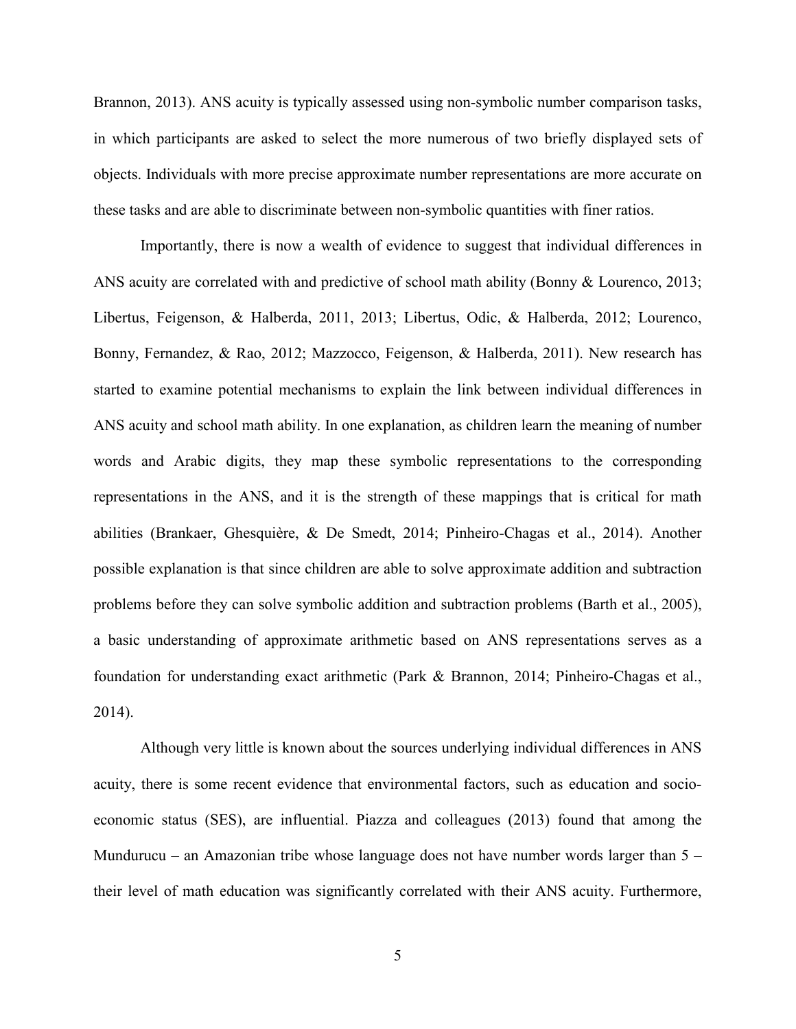Brannon, 2013). ANS acuity is typically assessed using non-symbolic number comparison tasks, in which participants are asked to select the more numerous of two briefly displayed sets of objects. Individuals with more precise approximate number representations are more accurate on these tasks and are able to discriminate between non-symbolic quantities with finer ratios.

Importantly, there is now a wealth of evidence to suggest that individual differences in ANS acuity are correlated with and predictive of school math ability (Bonny & Lourenco, 2013; Libertus, Feigenson, & Halberda, 2011, 2013; Libertus, Odic, & Halberda, 2012; Lourenco, Bonny, Fernandez, & Rao, 2012; Mazzocco, Feigenson, & Halberda, 2011). New research has started to examine potential mechanisms to explain the link between individual differences in ANS acuity and school math ability. In one explanation, as children learn the meaning of number words and Arabic digits, they map these symbolic representations to the corresponding representations in the ANS, and it is the strength of these mappings that is critical for math abilities (Brankaer, Ghesquière, & De Smedt, 2014; Pinheiro-Chagas et al., 2014). Another possible explanation is that since children are able to solve approximate addition and subtraction problems before they can solve symbolic addition and subtraction problems (Barth et al., 2005), a basic understanding of approximate arithmetic based on ANS representations serves as a foundation for understanding exact arithmetic (Park & Brannon, 2014; Pinheiro-Chagas et al., 2014).

Although very little is known about the sources underlying individual differences in ANS acuity, there is some recent evidence that environmental factors, such as education and socio-economic status (SES), are influential. Piazza and colleagues (2013) found that among the Mundurucu – an Amazonian tribe whose language does not have number words larger than 5 – their level of math education was significantly correlated with their ANS acuity. Furthermore,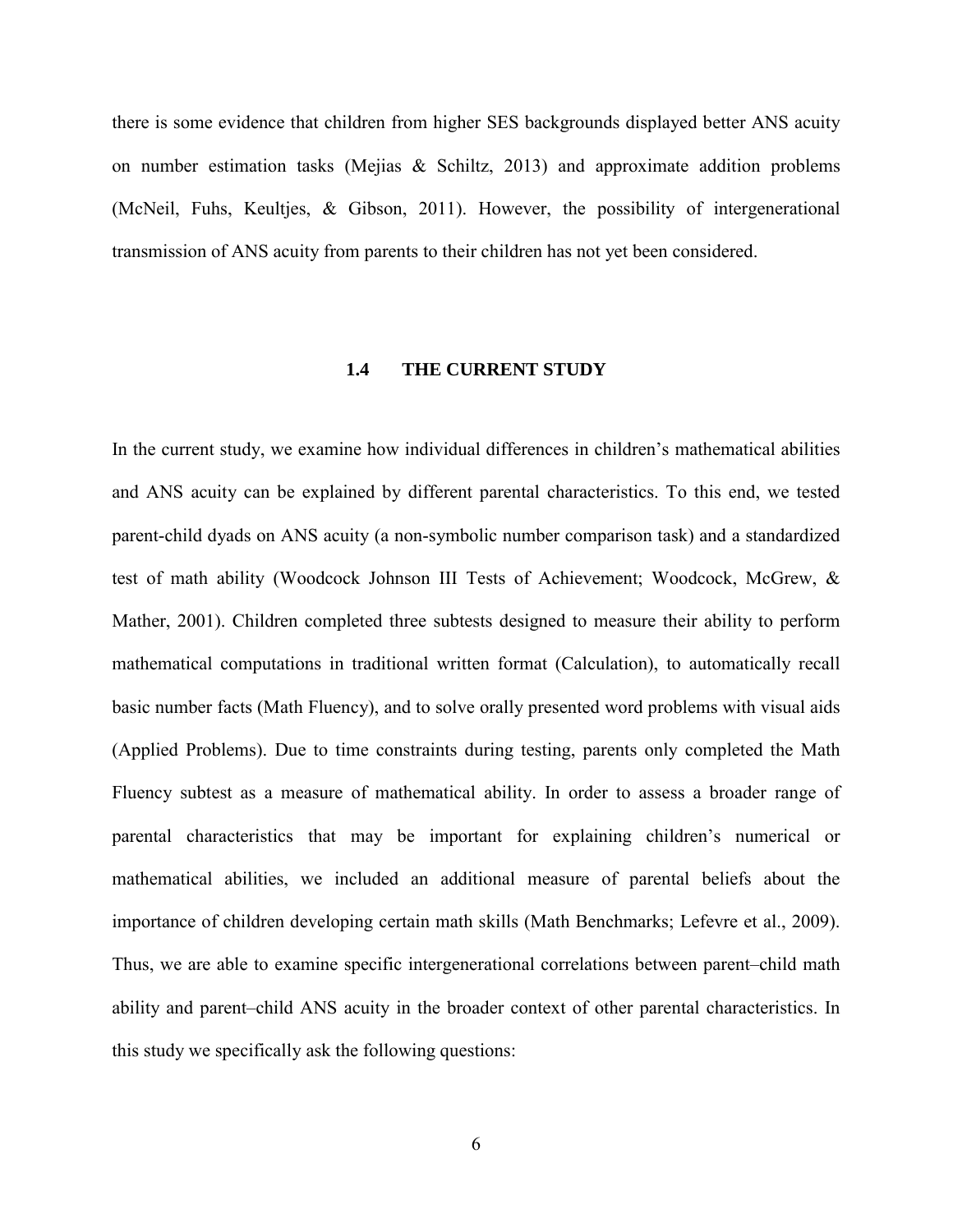there is some evidence that children from higher SES backgrounds displayed better ANS acuity on number estimation tasks (Mejias & Schiltz, 2013) and approximate addition problems (McNeil, Fuhs, Keultjes, & Gibson, 2011). However, the possibility of intergenerational transmission of ANS acuity from parents to their children has not yet been considered.

## 1.4 THE CURRENT STUDY

In the current study, we examine how individual differences in children's mathematical abilities and ANS acuity can be explained by different parental characteristics. To this end, we tested parent-child dyads on ANS acuity (a non-symbolic number comparison task) and a standardized test of math ability (Woodcock Johnson III Tests of Achievement; Woodcock, McGrew, & Mather, 2001). Children completed three subtests designed to measure their ability to perform mathematical computations in traditional written format (Calculation), to automatically recall basic number facts (Math Fluency), and to solve orally presented word problems with visual aids (Applied Problems). Due to time constraints during testing, parents only completed the Math Fluency subtest as a measure of mathematical ability. In order to assess a broader range of parental characteristics that may be important for explaining children's numerical or mathematical abilities, we included an additional measure of parental beliefs about the importance of children developing certain math skills (Math Benchmarks; Lefevre et al., 2009). Thus, we are able to examine specific intergenerational correlations between parent–child math ability and parent–child ANS acuity in the broader context of other parental characteristics. In this study we specifically ask the following questions: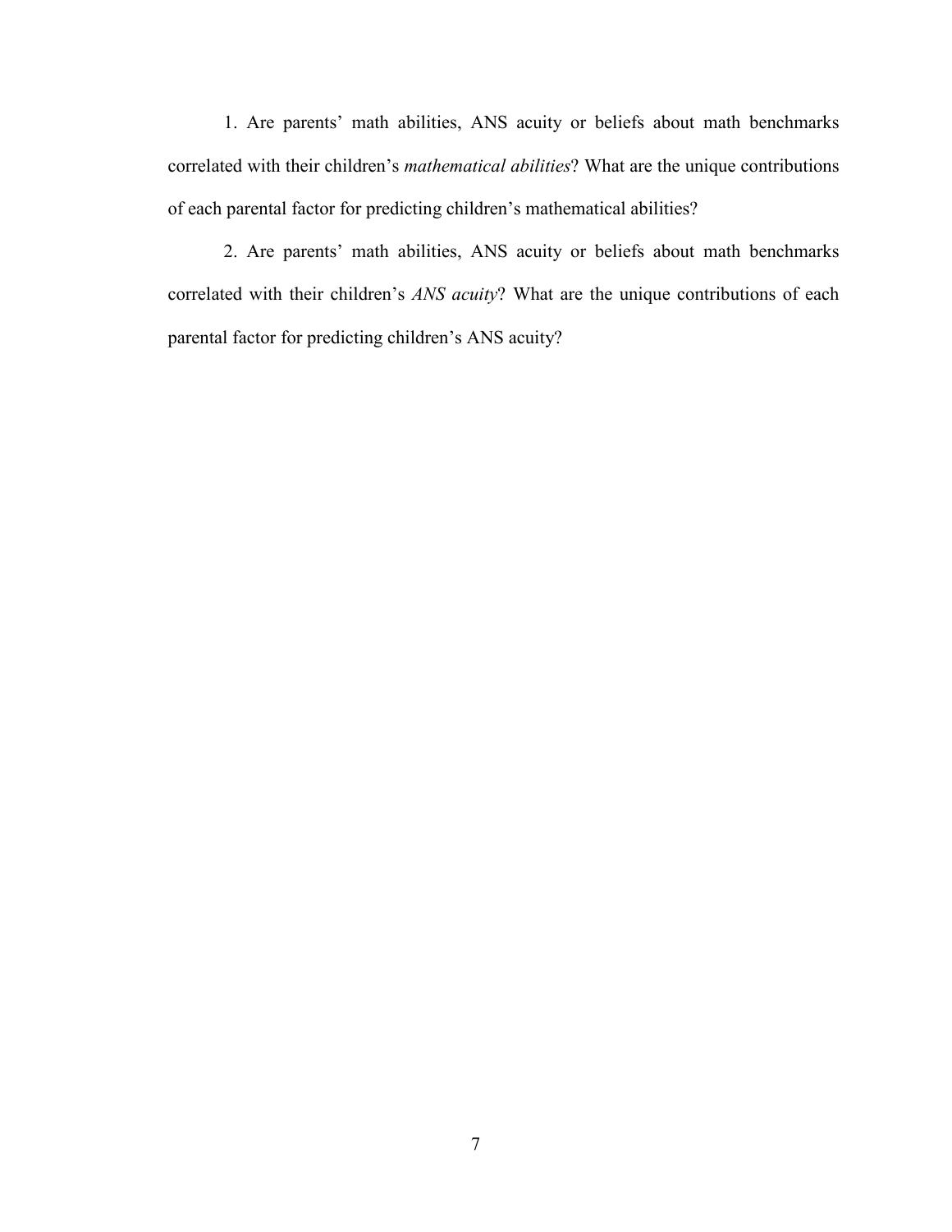1. Are parents' math abilities, ANS acuity or beliefs about math benchmarks correlated with their children's *mathematical abilities*? What are the unique contributions of each parental factor for predicting children's mathematical abilities?

2. Are parents' math abilities, ANS acuity or beliefs about math benchmarks correlated with their children's *ANS acuity*? What are the unique contributions of each parental factor for predicting children's ANS acuity?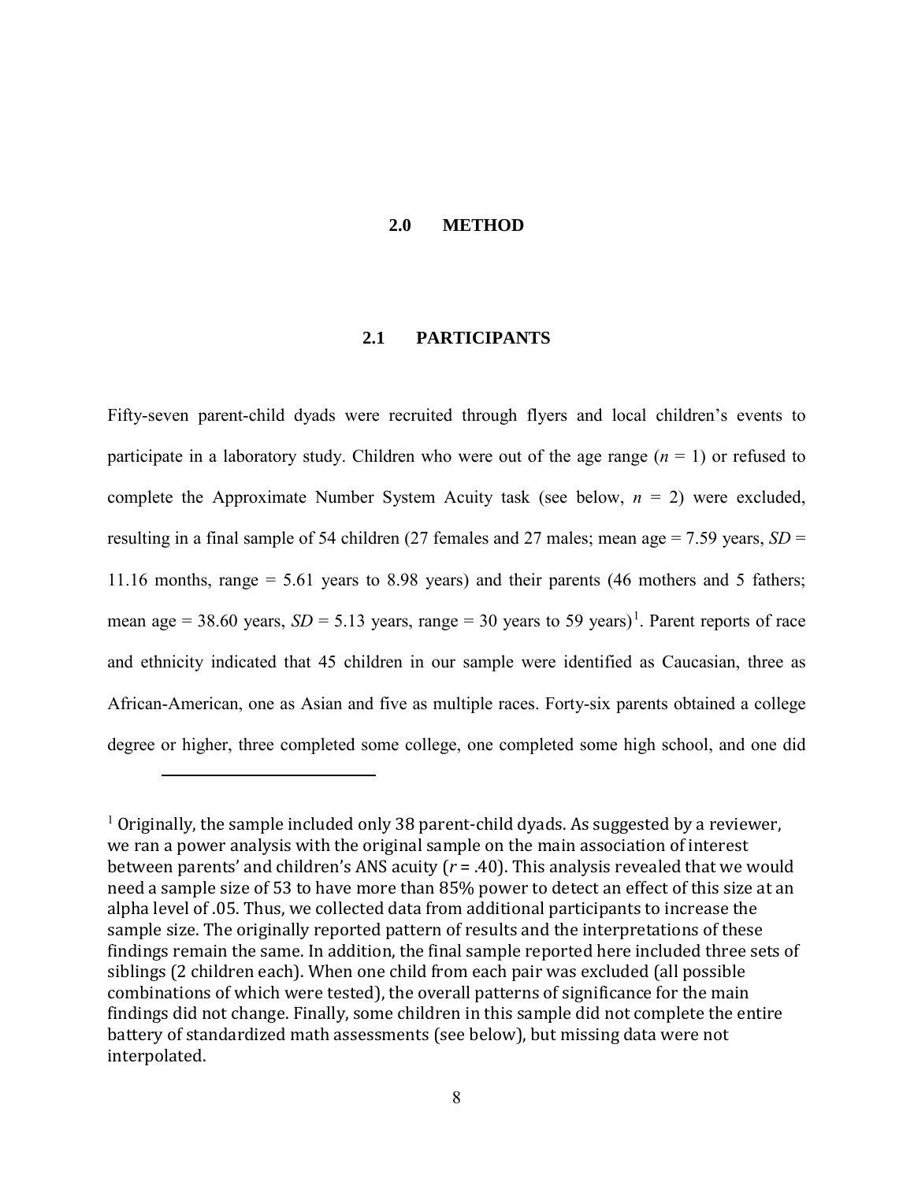# 2.0 METHOD

## 2.1 PARTICIPANTS

Fifty-seven parent-child dyads were recruited through flyers and local children's events to participate in a laboratory study. Children who were out of the age range ($n$ = 1) or refused to complete the Approximate Number System Acuity task (see below, $n$ = 2) were excluded, resulting in a final sample of 54 children (27 females and 27 males; mean age = 7.59 years, $SD$ = 11.16 months, range = 5.61 years to 8.98 years) and their parents (46 mothers and 5 fathers; mean age = 38.60 years, $SD$ = 5.13 years, range = 30 years to 59 years)[1]. Parent reports of race and ethnicity indicated that 45 children in our sample were identified as Caucasian, three as African-American, one as Asian and five as multiple races. Forty-six parents obtained a college degree or higher, three completed some college, one completed some high school, and one did

---

[1] Originally, the sample included only 38 parent-child dyads. As suggested by a reviewer, we ran a power analysis with the original sample on the main association of interest between parents' and children's ANS acuity ($r$ = .40). This analysis revealed that we would need a sample size of 53 to have more than 85% power to detect an effect of this size at an alpha level of .05. Thus, we collected data from additional participants to increase the sample size. The originally reported pattern of results and the interpretations of these findings remain the same. In addition, the final sample reported here included three sets of siblings (2 children each). When one child from each pair was excluded (all possible combinations of which were tested), the overall patterns of significance for the main findings did not change. Finally, some children in this sample did not complete the entire battery of standardized math assessments (see below), but missing data were not interpolated.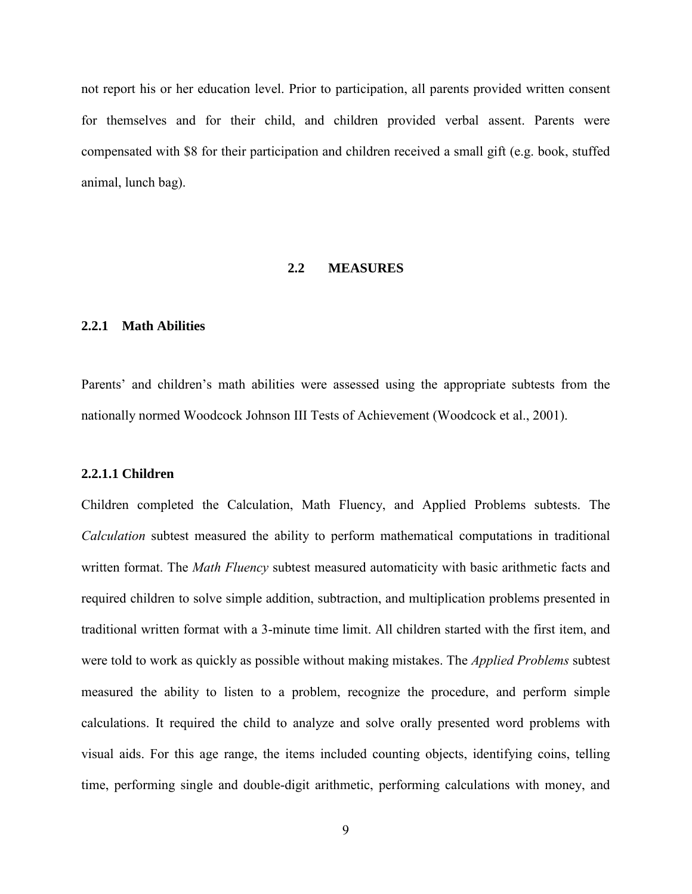not report his or her education level. Prior to participation, all parents provided written consent for themselves and for their child, and children provided verbal assent. Parents were compensated with $8 for their participation and children received a small gift (e.g. book, stuffed animal, lunch bag).

## 2.2 MEASURES

### 2.2.1 Math Abilities

Parents' and children's math abilities were assessed using the appropriate subtests from the nationally normed Woodcock Johnson III Tests of Achievement (Woodcock et al., 2001).

#### 2.2.1.1 Children

Children completed the Calculation, Math Fluency, and Applied Problems subtests. The *Calculation* subtest measured the ability to perform mathematical computations in traditional written format. The *Math Fluency* subtest measured automaticity with basic arithmetic facts and required children to solve simple addition, subtraction, and multiplication problems presented in traditional written format with a 3-minute time limit. All children started with the first item, and were told to work as quickly as possible without making mistakes. The *Applied Problems* subtest measured the ability to listen to a problem, recognize the procedure, and perform simple calculations. It required the child to analyze and solve orally presented word problems with visual aids. For this age range, the items included counting objects, identifying coins, telling time, performing single and double-digit arithmetic, performing calculations with money, and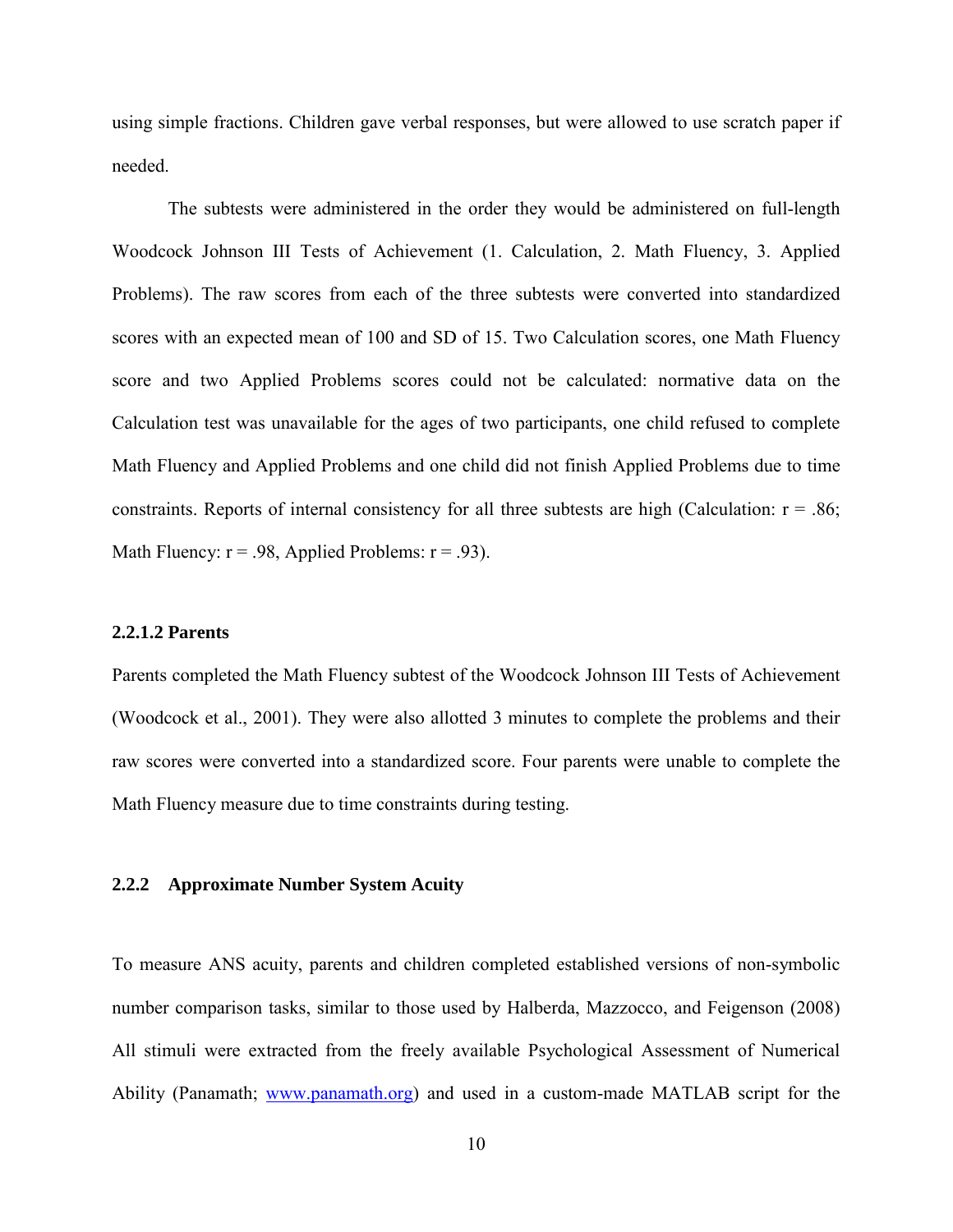using simple fractions. Children gave verbal responses, but were allowed to use scratch paper if needed.

The subtests were administered in the order they would be administered on full-length Woodcock Johnson III Tests of Achievement (1. Calculation, 2. Math Fluency, 3. Applied Problems). The raw scores from each of the three subtests were converted into standardized scores with an expected mean of 100 and SD of 15. Two Calculation scores, one Math Fluency score and two Applied Problems scores could not be calculated: normative data on the Calculation test was unavailable for the ages of two participants, one child refused to complete Math Fluency and Applied Problems and one child did not finish Applied Problems due to time constraints. Reports of internal consistency for all three subtests are high (Calculation: $r = .86$; Math Fluency: $r = .98$, Applied Problems: $r = .93$).

#### 2.2.1.2 Parents

Parents completed the Math Fluency subtest of the Woodcock Johnson III Tests of Achievement (Woodcock et al., 2001). They were also allotted 3 minutes to complete the problems and their raw scores were converted into a standardized score. Four parents were unable to complete the Math Fluency measure due to time constraints during testing.

### 2.2.2 Approximate Number System Acuity

To measure ANS acuity, parents and children completed established versions of non-symbolic number comparison tasks, similar to those used by Halberda, Mazzocco, and Feigenson (2008) All stimuli were extracted from the freely available Psychological Assessment of Numerical Ability (Panamath; www.panamath.org) and used in a custom-made MATLAB script for the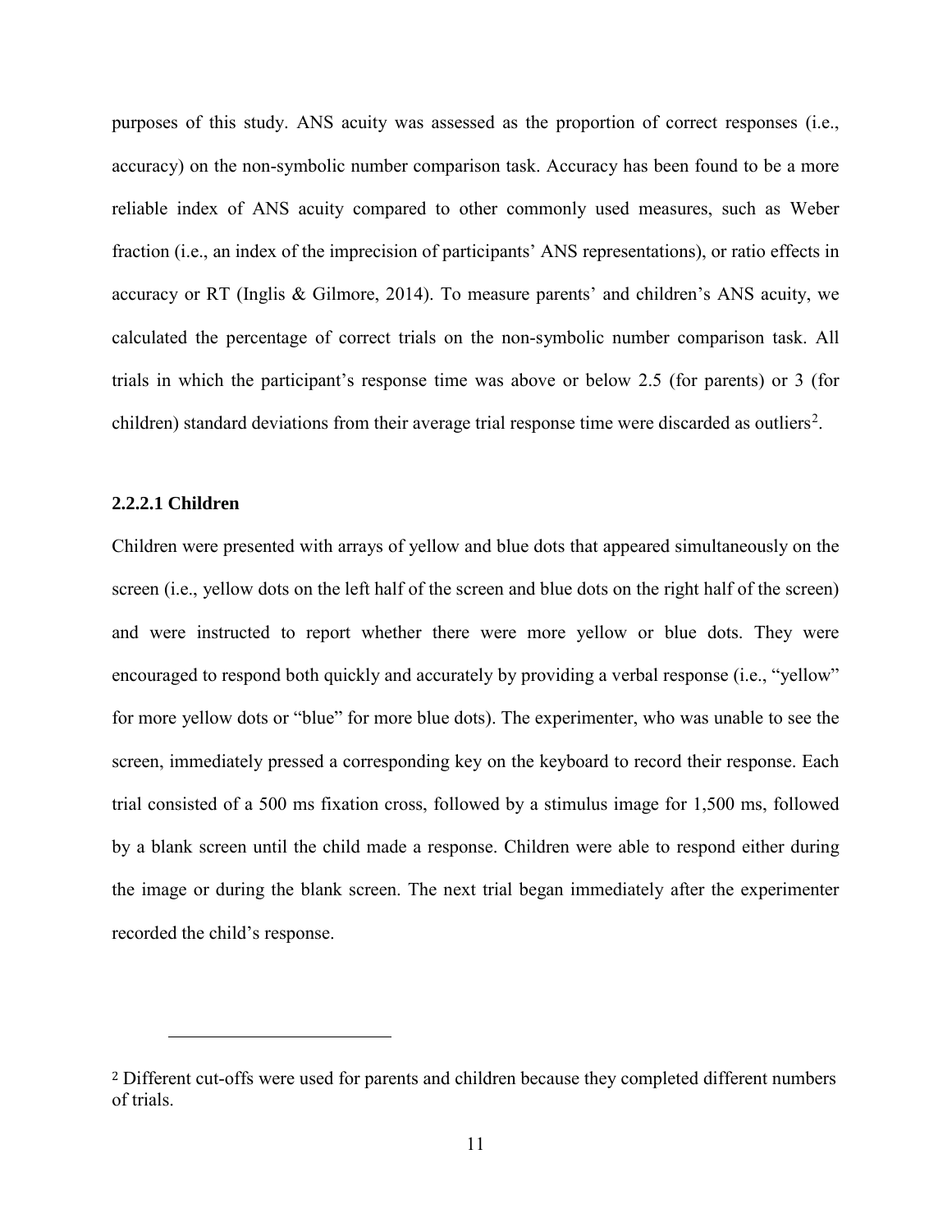purposes of this study. ANS acuity was assessed as the proportion of correct responses (i.e., accuracy) on the non-symbolic number comparison task. Accuracy has been found to be a more reliable index of ANS acuity compared to other commonly used measures, such as Weber fraction (i.e., an index of the imprecision of participants' ANS representations), or ratio effects in accuracy or RT (Inglis & Gilmore, 2014). To measure parents' and children's ANS acuity, we calculated the percentage of correct trials on the non-symbolic number comparison task. All trials in which the participant's response time was above or below 2.5 (for parents) or 3 (for children) standard deviations from their average trial response time were discarded as outliers[2].

#### 2.2.2.1 Children

Children were presented with arrays of yellow and blue dots that appeared simultaneously on the screen (i.e., yellow dots on the left half of the screen and blue dots on the right half of the screen) and were instructed to report whether there were more yellow or blue dots. They were encouraged to respond both quickly and accurately by providing a verbal response (i.e., "yellow" for more yellow dots or "blue" for more blue dots). The experimenter, who was unable to see the screen, immediately pressed a corresponding key on the keyboard to record their response. Each trial consisted of a 500 ms fixation cross, followed by a stimulus image for 1,500 ms, followed by a blank screen until the child made a response. Children were able to respond either during the image or during the blank screen. The next trial began immediately after the experimenter recorded the child's response.

---

[2] Different cut-offs were used for parents and children because they completed different numbers of trials.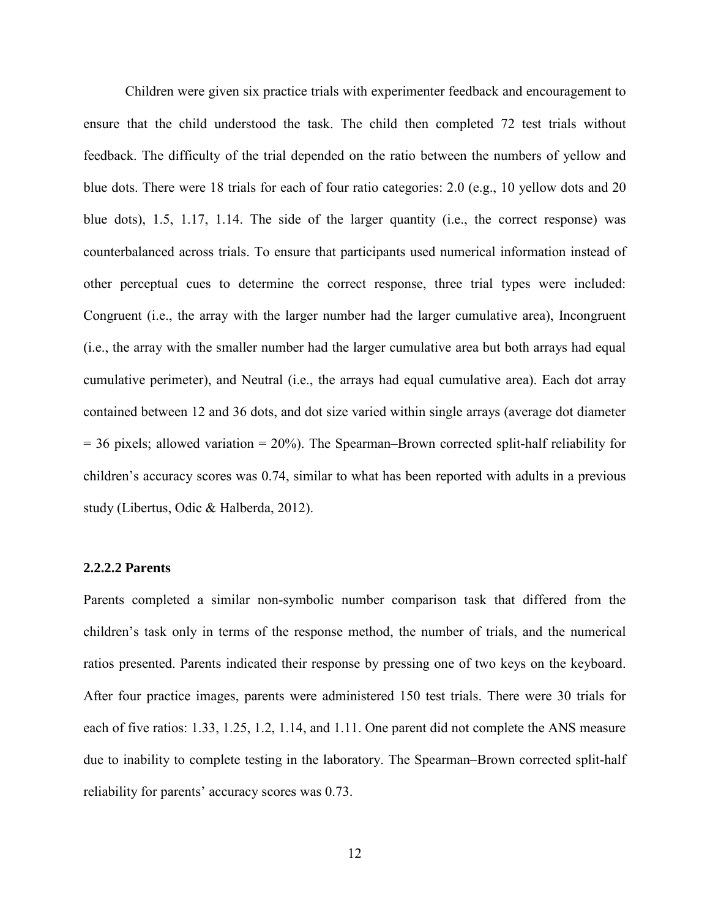Children were given six practice trials with experimenter feedback and encouragement to ensure that the child understood the task. The child then completed 72 test trials without feedback. The difficulty of the trial depended on the ratio between the numbers of yellow and blue dots. There were 18 trials for each of four ratio categories: 2.0 (e.g., 10 yellow dots and 20 blue dots), 1.5, 1.17, 1.14. The side of the larger quantity (i.e., the correct response) was counterbalanced across trials. To ensure that participants used numerical information instead of other perceptual cues to determine the correct response, three trial types were included: Congruent (i.e., the array with the larger number had the larger cumulative area), Incongruent (i.e., the array with the smaller number had the larger cumulative area but both arrays had equal cumulative perimeter), and Neutral (i.e., the arrays had equal cumulative area). Each dot array contained between 12 and 36 dots, and dot size varied within single arrays (average dot diameter = 36 pixels; allowed variation = 20%). The Spearman–Brown corrected split-half reliability for children's accuracy scores was 0.74, similar to what has been reported with adults in a previous study (Libertus, Odic & Halberda, 2012).

#### 2.2.2.2 Parents

Parents completed a similar non-symbolic number comparison task that differed from the children's task only in terms of the response method, the number of trials, and the numerical ratios presented. Parents indicated their response by pressing one of two keys on the keyboard. After four practice images, parents were administered 150 test trials. There were 30 trials for each of five ratios: 1.33, 1.25, 1.2, 1.14, and 1.11. One parent did not complete the ANS measure due to inability to complete testing in the laboratory. The Spearman–Brown corrected split-half reliability for parents' accuracy scores was 0.73.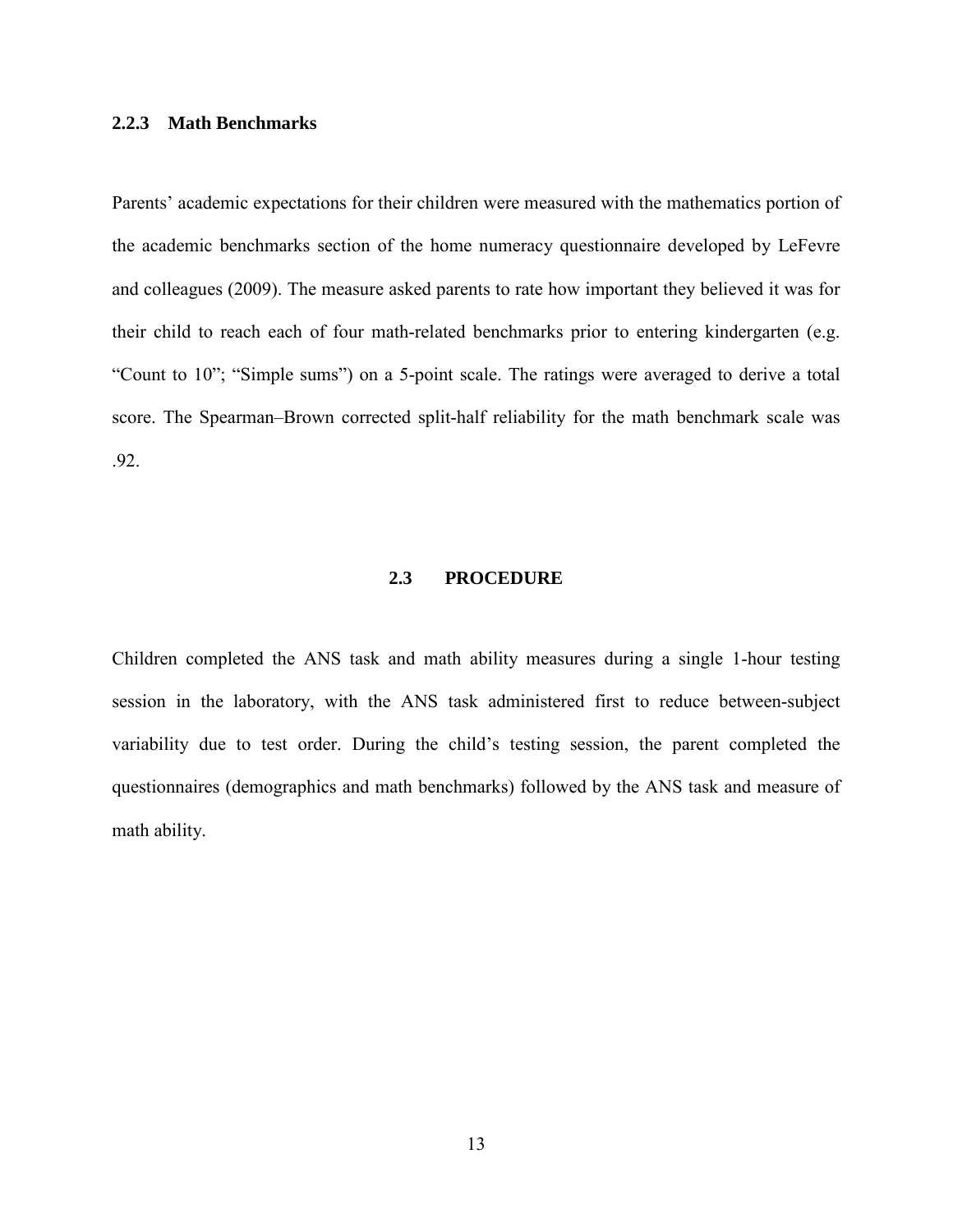### 2.2.3 Math Benchmarks

Parents' academic expectations for their children were measured with the mathematics portion of the academic benchmarks section of the home numeracy questionnaire developed by LeFevre and colleagues (2009). The measure asked parents to rate how important they believed it was for their child to reach each of four math-related benchmarks prior to entering kindergarten (e.g. "Count to 10"; "Simple sums") on a 5-point scale. The ratings were averaged to derive a total score. The Spearman–Brown corrected split-half reliability for the math benchmark scale was .92.

## 2.3 PROCEDURE

Children completed the ANS task and math ability measures during a single 1-hour testing session in the laboratory, with the ANS task administered first to reduce between-subject variability due to test order. During the child's testing session, the parent completed the questionnaires (demographics and math benchmarks) followed by the ANS task and measure of math ability.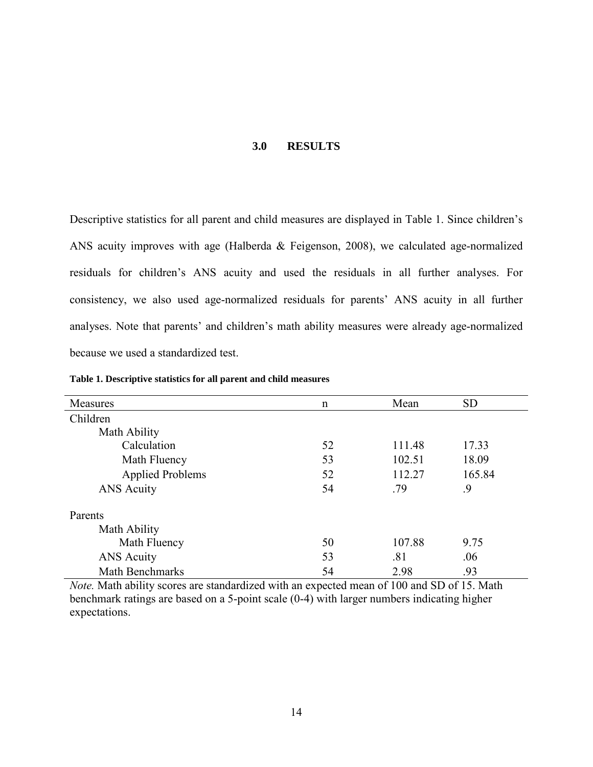# 3.0 RESULTS

Descriptive statistics for all parent and child measures are displayed in Table 1. Since children's ANS acuity improves with age (Halberda & Feigenson, 2008), we calculated age-normalized residuals for children's ANS acuity and used the residuals in all further analyses. For consistency, we also used age-normalized residuals for parents' ANS acuity in all further analyses. Note that parents' and children's math ability measures were already age-normalized because we used a standardized test.

**Table 1. Descriptive statistics for all parent and child measures**

| Measures | n | Mean | SD |
|---|---|---|---|
| Children | | | |
| Math Ability | | | |
| Calculation | 52 | 111.48 | 17.33 |
| Math Fluency | 53 | 102.51 | 18.09 |
| Applied Problems | 52 | 112.27 | 165.84 |
| ANS Acuity | 54 | .79 | .9 |
| Parents | | | |
| Math Ability | | | |
| Math Fluency | 50 | 107.88 | 9.75 |
| ANS Acuity | 53 | .81 | .06 |
| Math Benchmarks | 54 | 2.98 | .93 |

*Note.* Math ability scores are standardized with an expected mean of 100 and SD of 15. Math benchmark ratings are based on a 5-point scale (0-4) with larger numbers indicating higher expectations.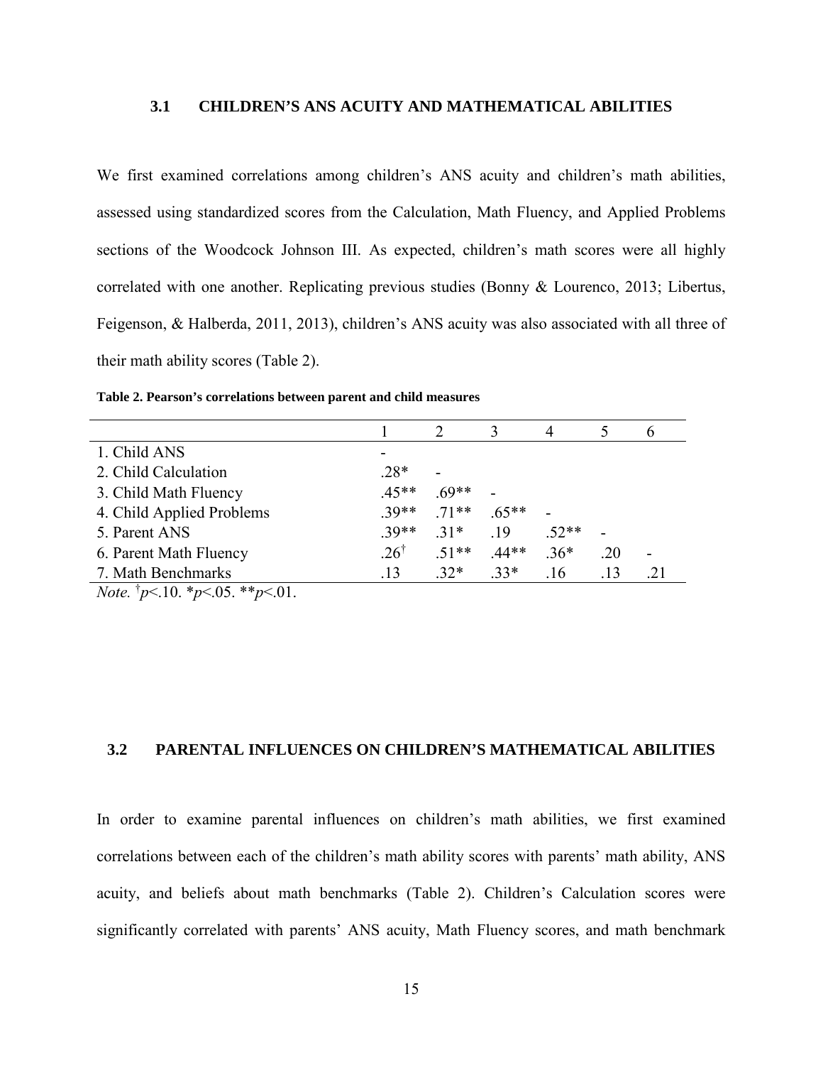### 3.1 CHILDREN'S ANS ACUITY AND MATHEMATICAL ABILITIES

We first examined correlations among children's ANS acuity and children's math abilities, assessed using standardized scores from the Calculation, Math Fluency, and Applied Problems sections of the Woodcock Johnson III. As expected, children's math scores were all highly correlated with one another. Replicating previous studies (Bonny & Lourenco, 2013; Libertus, Feigenson, & Halberda, 2011, 2013), children's ANS acuity was also associated with all three of their math ability scores (Table 2).

**Table 2. Pearson's correlations between parent and child measures**

| | 1 | 2 | 3 | 4 | 5 | 6 |
|---|---|---|---|---|---|---|
| 1. Child ANS | - | | | | | |
| 2. Child Calculation | .28* | - | | | | |
| 3. Child Math Fluency | .45** | .69** | - | | | |
| 4. Child Applied Problems | .39** | .71** | .65** | - | | |
| 5. Parent ANS | .39** | .31* | .19 | .52** | - | |
| 6. Parent Math Fluency | .26$^{\dagger}$ | .51** | .44** | .36* | .20 | - |
| 7. Math Benchmarks | .13 | .32* | .33* | .16 | .13 | .21 |

*Note.* $^{\dagger}p<.10$. $*p<.05$. $**p<.01$.

### 3.2 PARENTAL INFLUENCES ON CHILDREN'S MATHEMATICAL ABILITIES

In order to examine parental influences on children's math abilities, we first examined correlations between each of the children's math ability scores with parents' math ability, ANS acuity, and beliefs about math benchmarks (Table 2). Children's Calculation scores were significantly correlated with parents' ANS acuity, Math Fluency scores, and math benchmark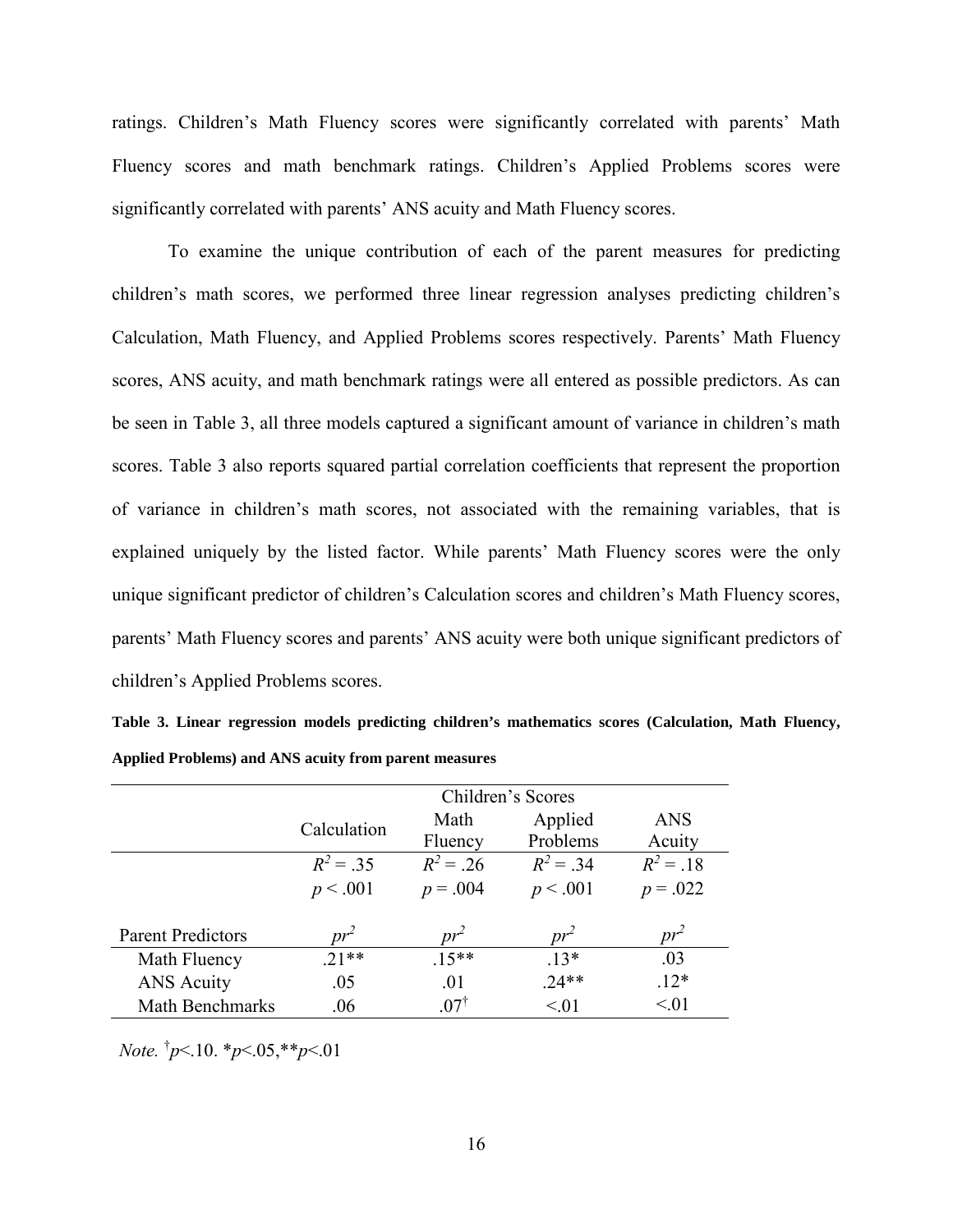ratings. Children's Math Fluency scores were significantly correlated with parents' Math Fluency scores and math benchmark ratings. Children's Applied Problems scores were significantly correlated with parents' ANS acuity and Math Fluency scores.

To examine the unique contribution of each of the parent measures for predicting children's math scores, we performed three linear regression analyses predicting children's Calculation, Math Fluency, and Applied Problems scores respectively. Parents' Math Fluency scores, ANS acuity, and math benchmark ratings were all entered as possible predictors. As can be seen in Table 3, all three models captured a significant amount of variance in children's math scores. Table 3 also reports squared partial correlation coefficients that represent the proportion of variance in children's math scores, not associated with the remaining variables, that is explained uniquely by the listed factor. While parents' Math Fluency scores were the only unique significant predictor of children's Calculation scores and children's Math Fluency scores, parents' Math Fluency scores and parents' ANS acuity were both unique significant predictors of children's Applied Problems scores.

**Table 3. Linear regression models predicting children's mathematics scores (Calculation, Math Fluency, Applied Problems) and ANS acuity from parent measures**

| | Children's Scores | | | |
|---|---|---|---|---|
| | Calculation | Math Fluency | Applied Problems | ANS Acuity |
| | $R^2 = .35$ | $R^2 = .26$ | $R^2 = .34$ | $R^2 = .18$ |
| | $p < .001$ | $p = .004$ | $p < .001$ | $p = .022$ |
| Parent Predictors | $pr^2$ | $pr^2$ | $pr^2$ | $pr^2$ |
| Math Fluency | .21** | .15** | .13* | .03 |
| ANS Acuity | .05 | .01 | .24** | .12* |
| Math Benchmarks | .06 | .07$^{\dagger}$ | <.01 | <.01 |

*Note.* $^{\dagger}p<.10$. $^{*}p<.05$, $^{**}p<.01$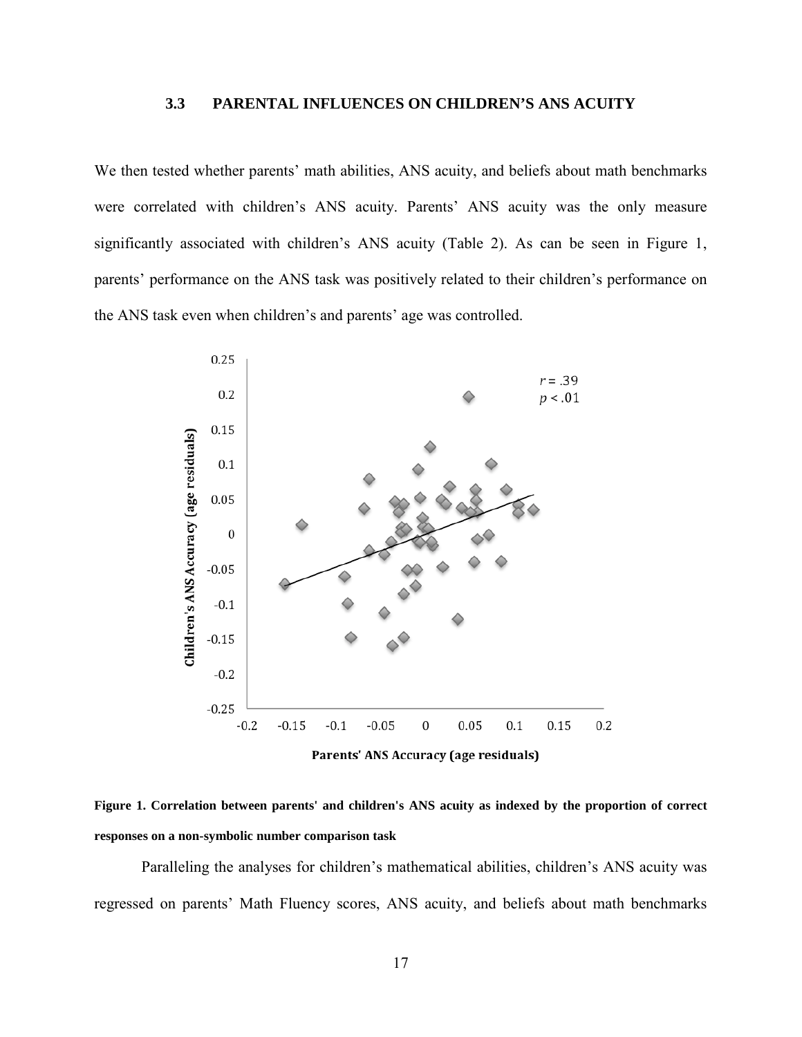### 3.3 PARENTAL INFLUENCES ON CHILDREN'S ANS ACUITY

We then tested whether parents' math abilities, ANS acuity, and beliefs about math benchmarks were correlated with children's ANS acuity. Parents' ANS acuity was the only measure significantly associated with children's ANS acuity (Table 2). As can be seen in Figure 1, parents' performance on the ANS task was positively related to their children's performance on the ANS task even when children's and parents' age was controlled.

$r = .39$
$p < .01$

Children's ANS Accuracy (age residuals)

0.25
0.2
0.15
0.1
0.05
0
-0.05
-0.1
-0.15
-0.2
-0.25

-0.2 -0.15 -0.1 -0.05 0 0.05 0.1 0.15 0.2

Parents' ANS Accuracy (age residuals)

**Figure 1. Correlation between parents' and children's ANS acuity as indexed by the proportion of correct responses on a non-symbolic number comparison task**

Paralleling the analyses for children's mathematical abilities, children's ANS acuity was regressed on parents' Math Fluency scores, ANS acuity, and beliefs about math benchmarks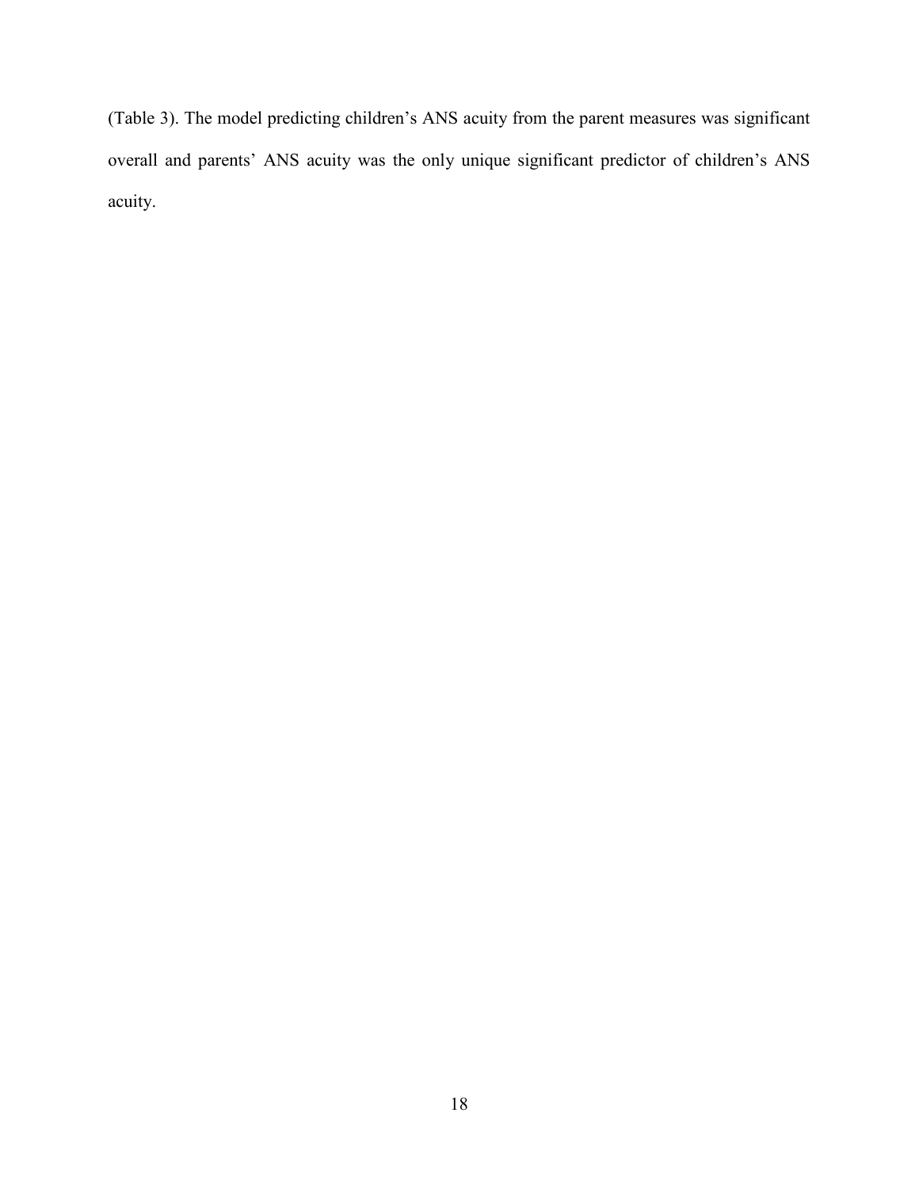(Table 3). The model predicting children's ANS acuity from the parent measures was significant overall and parents' ANS acuity was the only unique significant predictor of children's ANS acuity.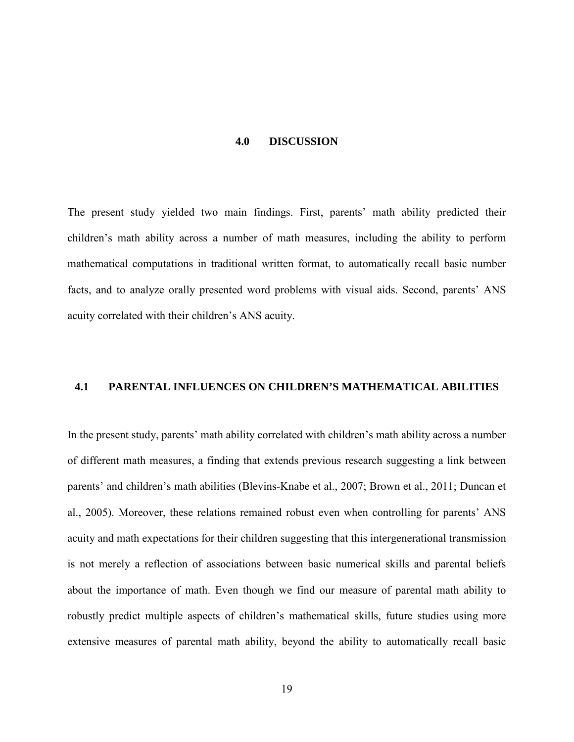# 4.0 DISCUSSION

The present study yielded two main findings. First, parents' math ability predicted their children's math ability across a number of math measures, including the ability to perform mathematical computations in traditional written format, to automatically recall basic number facts, and to analyze orally presented word problems with visual aids. Second, parents' ANS acuity correlated with their children's ANS acuity.

## 4.1 PARENTAL INFLUENCES ON CHILDREN'S MATHEMATICAL ABILITIES

In the present study, parents' math ability correlated with children's math ability across a number of different math measures, a finding that extends previous research suggesting a link between parents' and children's math abilities (Blevins-Knabe et al., 2007; Brown et al., 2011; Duncan et al., 2005). Moreover, these relations remained robust even when controlling for parents' ANS acuity and math expectations for their children suggesting that this intergenerational transmission is not merely a reflection of associations between basic numerical skills and parental beliefs about the importance of math. Even though we find our measure of parental math ability to robustly predict multiple aspects of children's mathematical skills, future studies using more extensive measures of parental math ability, beyond the ability to automatically recall basic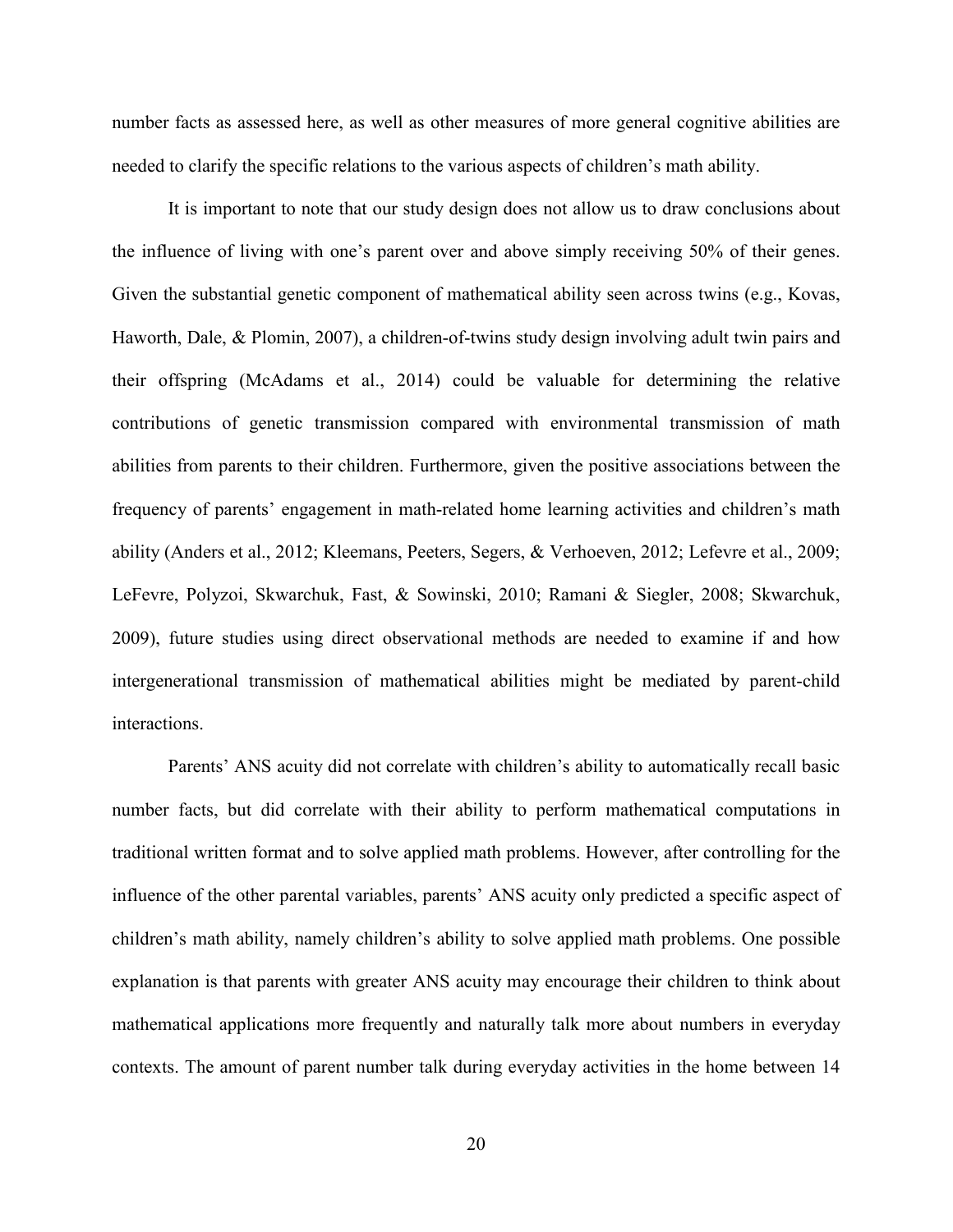number facts as assessed here, as well as other measures of more general cognitive abilities are needed to clarify the specific relations to the various aspects of children's math ability.

It is important to note that our study design does not allow us to draw conclusions about the influence of living with one's parent over and above simply receiving 50% of their genes. Given the substantial genetic component of mathematical ability seen across twins (e.g., Kovas, Haworth, Dale, & Plomin, 2007), a children-of-twins study design involving adult twin pairs and their offspring (McAdams et al., 2014) could be valuable for determining the relative contributions of genetic transmission compared with environmental transmission of math abilities from parents to their children. Furthermore, given the positive associations between the frequency of parents' engagement in math-related home learning activities and children's math ability (Anders et al., 2012; Kleemans, Peeters, Segers, & Verhoeven, 2012; Lefevre et al., 2009; LeFevre, Polyzoi, Skwarchuk, Fast, & Sowinski, 2010; Ramani & Siegler, 2008; Skwarchuk, 2009), future studies using direct observational methods are needed to examine if and how intergenerational transmission of mathematical abilities might be mediated by parent-child interactions.

Parents' ANS acuity did not correlate with children's ability to automatically recall basic number facts, but did correlate with their ability to perform mathematical computations in traditional written format and to solve applied math problems. However, after controlling for the influence of the other parental variables, parents' ANS acuity only predicted a specific aspect of children's math ability, namely children's ability to solve applied math problems. One possible explanation is that parents with greater ANS acuity may encourage their children to think about mathematical applications more frequently and naturally talk more about numbers in everyday contexts. The amount of parent number talk during everyday activities in the home between 14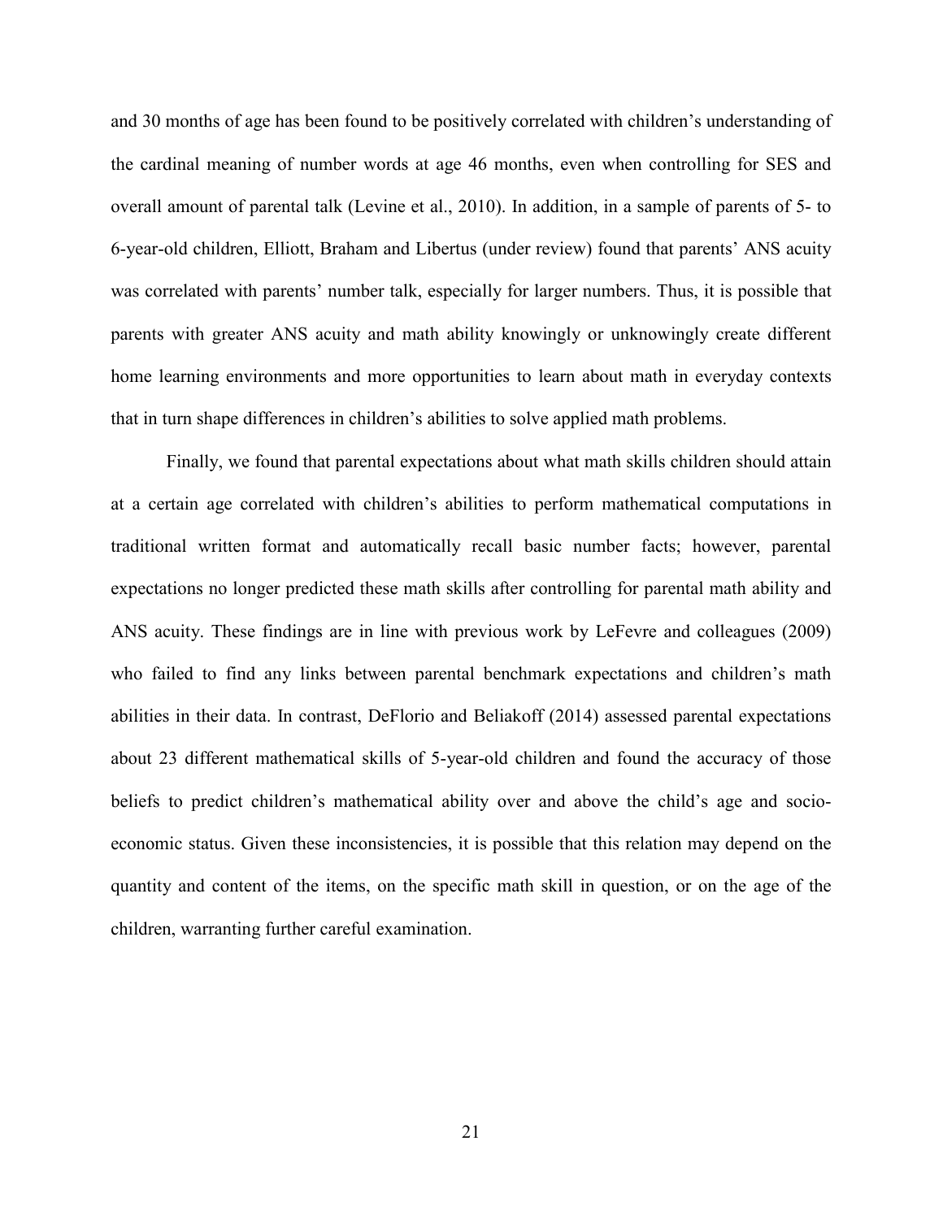and 30 months of age has been found to be positively correlated with children's understanding of the cardinal meaning of number words at age 46 months, even when controlling for SES and overall amount of parental talk (Levine et al., 2010). In addition, in a sample of parents of 5- to 6-year-old children, Elliott, Braham and Libertus (under review) found that parents' ANS acuity was correlated with parents' number talk, especially for larger numbers. Thus, it is possible that parents with greater ANS acuity and math ability knowingly or unknowingly create different home learning environments and more opportunities to learn about math in everyday contexts that in turn shape differences in children's abilities to solve applied math problems.

Finally, we found that parental expectations about what math skills children should attain at a certain age correlated with children's abilities to perform mathematical computations in traditional written format and automatically recall basic number facts; however, parental expectations no longer predicted these math skills after controlling for parental math ability and ANS acuity. These findings are in line with previous work by LeFevre and colleagues (2009) who failed to find any links between parental benchmark expectations and children's math abilities in their data. In contrast, DeFlorio and Beliakoff (2014) assessed parental expectations about 23 different mathematical skills of 5-year-old children and found the accuracy of those beliefs to predict children's mathematical ability over and above the child's age and socio-economic status. Given these inconsistencies, it is possible that this relation may depend on the quantity and content of the items, on the specific math skill in question, or on the age of the children, warranting further careful examination.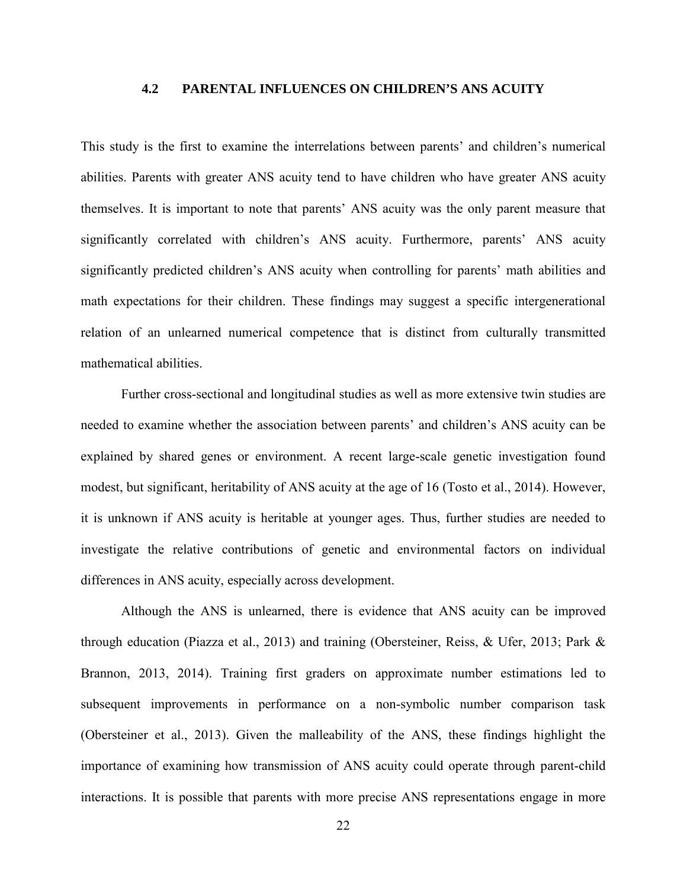## 4.2 PARENTAL INFLUENCES ON CHILDREN'S ANS ACUITY

This study is the first to examine the interrelations between parents' and children's numerical abilities. Parents with greater ANS acuity tend to have children who have greater ANS acuity themselves. It is important to note that parents' ANS acuity was the only parent measure that significantly correlated with children's ANS acuity. Furthermore, parents' ANS acuity significantly predicted children's ANS acuity when controlling for parents' math abilities and math expectations for their children. These findings may suggest a specific intergenerational relation of an unlearned numerical competence that is distinct from culturally transmitted mathematical abilities.

Further cross-sectional and longitudinal studies as well as more extensive twin studies are needed to examine whether the association between parents' and children's ANS acuity can be explained by shared genes or environment. A recent large-scale genetic investigation found modest, but significant, heritability of ANS acuity at the age of 16 (Tosto et al., 2014). However, it is unknown if ANS acuity is heritable at younger ages. Thus, further studies are needed to investigate the relative contributions of genetic and environmental factors on individual differences in ANS acuity, especially across development.

Although the ANS is unlearned, there is evidence that ANS acuity can be improved through education (Piazza et al., 2013) and training (Obersteiner, Reiss, & Ufer, 2013; Park & Brannon, 2013, 2014). Training first graders on approximate number estimations led to subsequent improvements in performance on a non-symbolic number comparison task (Obersteiner et al., 2013). Given the malleability of the ANS, these findings highlight the importance of examining how transmission of ANS acuity could operate through parent-child interactions. It is possible that parents with more precise ANS representations engage in more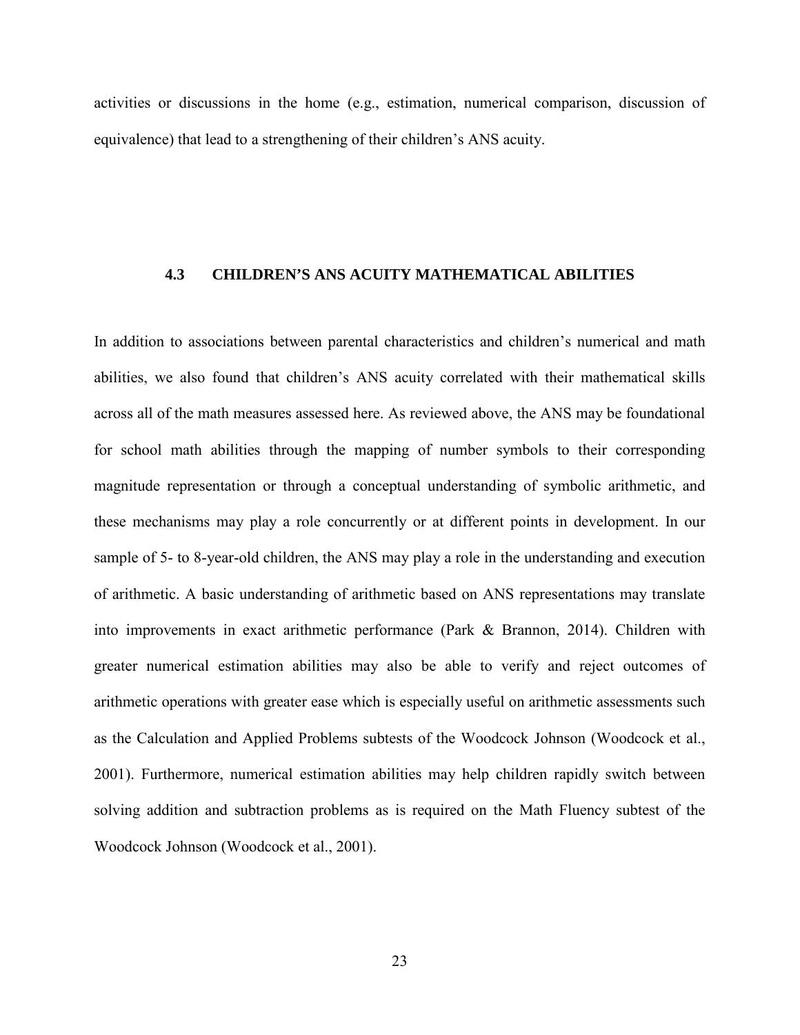activities or discussions in the home (e.g., estimation, numerical comparison, discussion of equivalence) that lead to a strengthening of their children's ANS acuity.

### 4.3 CHILDREN'S ANS ACUITY MATHEMATICAL ABILITIES

In addition to associations between parental characteristics and children's numerical and math abilities, we also found that children's ANS acuity correlated with their mathematical skills across all of the math measures assessed here. As reviewed above, the ANS may be foundational for school math abilities through the mapping of number symbols to their corresponding magnitude representation or through a conceptual understanding of symbolic arithmetic, and these mechanisms may play a role concurrently or at different points in development. In our sample of 5- to 8-year-old children, the ANS may play a role in the understanding and execution of arithmetic. A basic understanding of arithmetic based on ANS representations may translate into improvements in exact arithmetic performance (Park & Brannon, 2014). Children with greater numerical estimation abilities may also be able to verify and reject outcomes of arithmetic operations with greater ease which is especially useful on arithmetic assessments such as the Calculation and Applied Problems subtests of the Woodcock Johnson (Woodcock et al., 2001). Furthermore, numerical estimation abilities may help children rapidly switch between solving addition and subtraction problems as is required on the Math Fluency subtest of the Woodcock Johnson (Woodcock et al., 2001).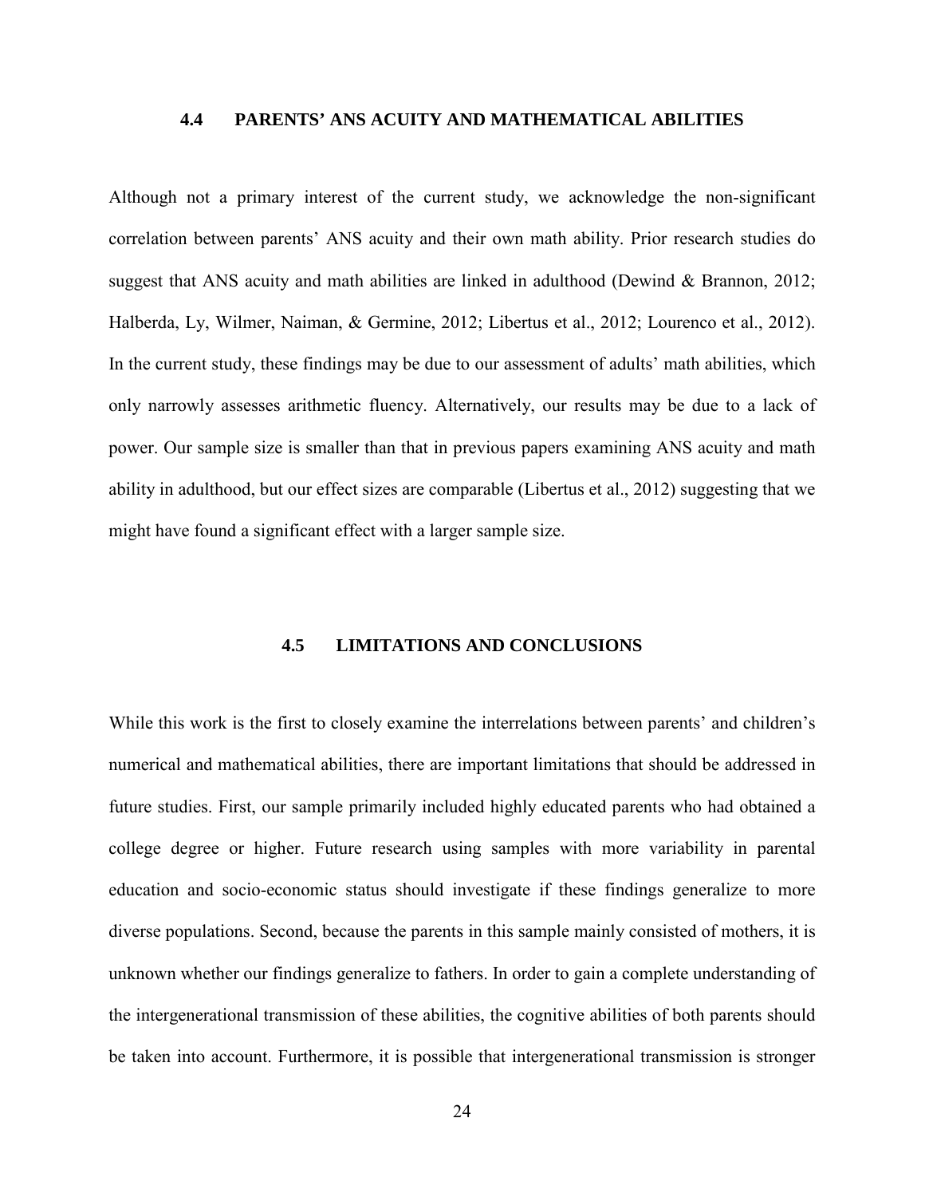### 4.4 PARENTS' ANS ACUITY AND MATHEMATICAL ABILITIES

Although not a primary interest of the current study, we acknowledge the non-significant correlation between parents' ANS acuity and their own math ability. Prior research studies do suggest that ANS acuity and math abilities are linked in adulthood (Dewind & Brannon, 2012; Halberda, Ly, Wilmer, Naiman, & Germine, 2012; Libertus et al., 2012; Lourenco et al., 2012). In the current study, these findings may be due to our assessment of adults' math abilities, which only narrowly assesses arithmetic fluency. Alternatively, our results may be due to a lack of power. Our sample size is smaller than that in previous papers examining ANS acuity and math ability in adulthood, but our effect sizes are comparable (Libertus et al., 2012) suggesting that we might have found a significant effect with a larger sample size.

### 4.5 LIMITATIONS AND CONCLUSIONS

While this work is the first to closely examine the interrelations between parents' and children's numerical and mathematical abilities, there are important limitations that should be addressed in future studies. First, our sample primarily included highly educated parents who had obtained a college degree or higher. Future research using samples with more variability in parental education and socio-economic status should investigate if these findings generalize to more diverse populations. Second, because the parents in this sample mainly consisted of mothers, it is unknown whether our findings generalize to fathers. In order to gain a complete understanding of the intergenerational transmission of these abilities, the cognitive abilities of both parents should be taken into account. Furthermore, it is possible that intergenerational transmission is stronger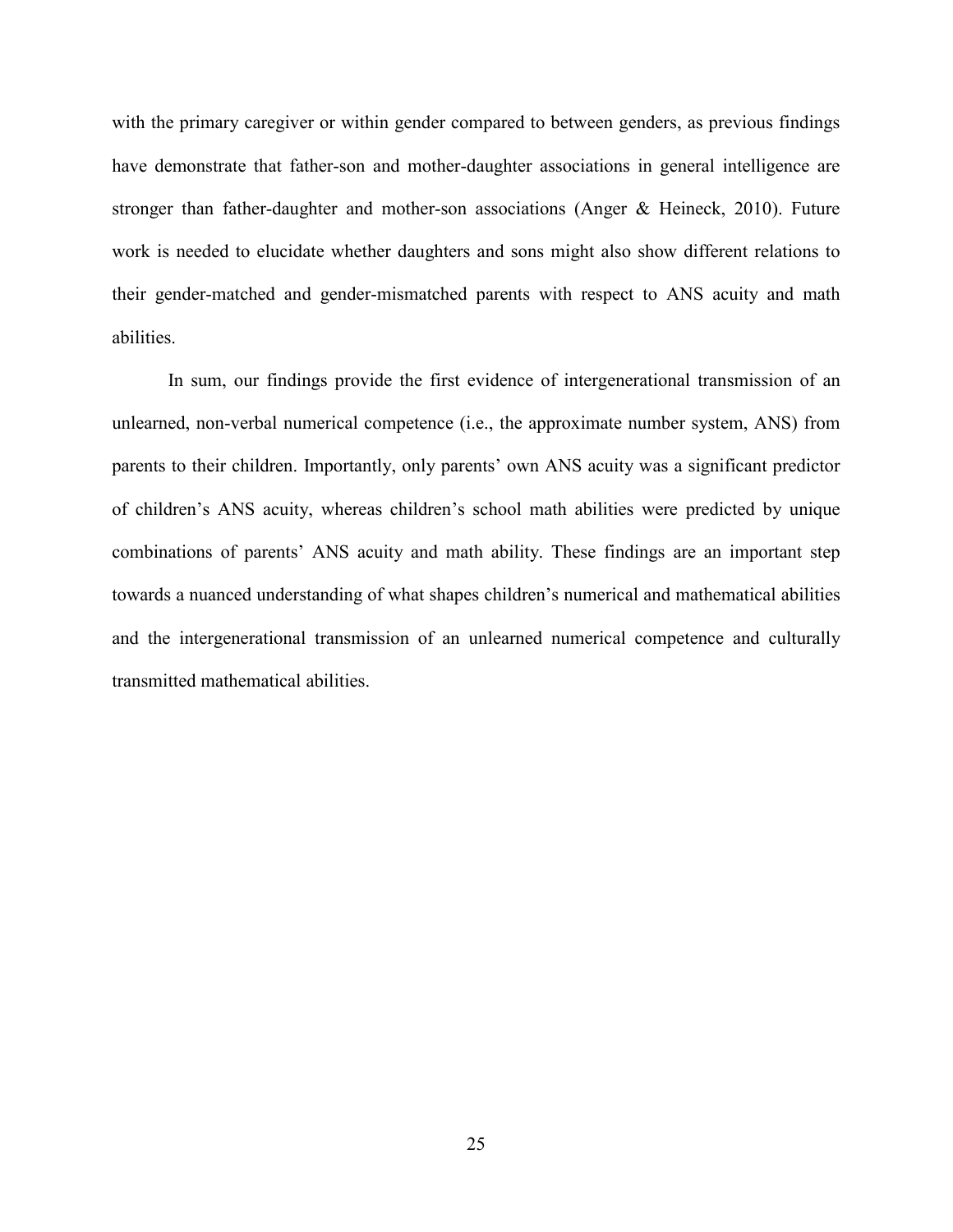with the primary caregiver or within gender compared to between genders, as previous findings have demonstrate that father-son and mother-daughter associations in general intelligence are stronger than father-daughter and mother-son associations (Anger & Heineck, 2010). Future work is needed to elucidate whether daughters and sons might also show different relations to their gender-matched and gender-mismatched parents with respect to ANS acuity and math abilities.

In sum, our findings provide the first evidence of intergenerational transmission of an unlearned, non-verbal numerical competence (i.e., the approximate number system, ANS) from parents to their children. Importantly, only parents' own ANS acuity was a significant predictor of children's ANS acuity, whereas children's school math abilities were predicted by unique combinations of parents' ANS acuity and math ability. These findings are an important step towards a nuanced understanding of what shapes children's numerical and mathematical abilities and the intergenerational transmission of an unlearned numerical competence and culturally transmitted mathematical abilities.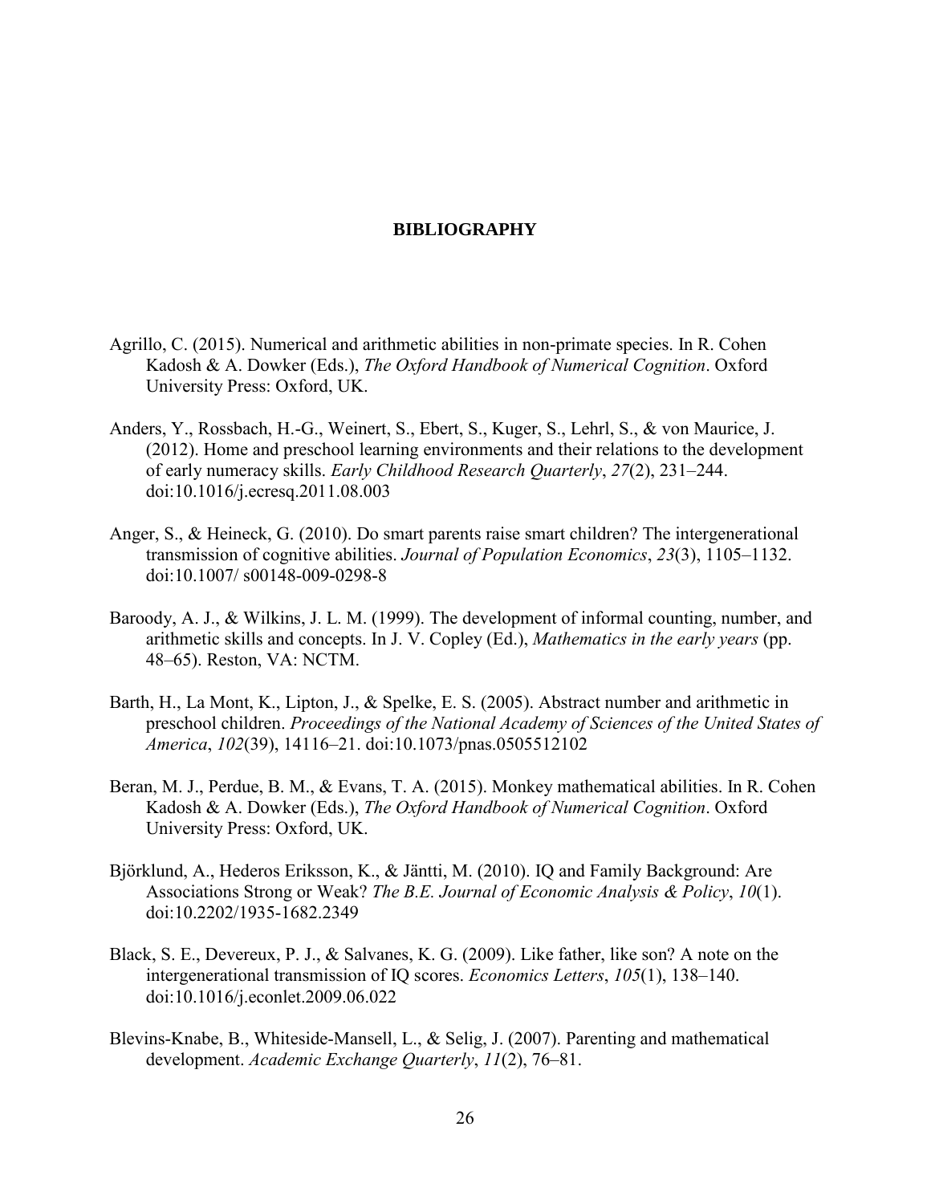# BIBLIOGRAPHY

Agrillo, C. (2015). Numerical and arithmetic abilities in non-primate species. In R. Cohen Kadosh & A. Dowker (Eds.), *The Oxford Handbook of Numerical Cognition*. Oxford University Press: Oxford, UK.

Anders, Y., Rossbach, H.-G., Weinert, S., Ebert, S., Kuger, S., Lehrl, S., & von Maurice, J. (2012). Home and preschool learning environments and their relations to the development of early numeracy skills. *Early Childhood Research Quarterly*, *27*(2), 231–244. doi:10.1016/j.ecresq.2011.08.003

Anger, S., & Heineck, G. (2010). Do smart parents raise smart children? The intergenerational transmission of cognitive abilities. *Journal of Population Economics*, *23*(3), 1105–1132. doi:10.1007/ s00148-009-0298-8

Baroody, A. J., & Wilkins, J. L. M. (1999). The development of informal counting, number, and arithmetic skills and concepts. In J. V. Copley (Ed.), *Mathematics in the early years* (pp. 48–65). Reston, VA: NCTM.

Barth, H., La Mont, K., Lipton, J., & Spelke, E. S. (2005). Abstract number and arithmetic in preschool children. *Proceedings of the National Academy of Sciences of the United States of America*, *102*(39), 14116–21. doi:10.1073/pnas.0505512102

Beran, M. J., Perdue, B. M., & Evans, T. A. (2015). Monkey mathematical abilities. In R. Cohen Kadosh & A. Dowker (Eds.), *The Oxford Handbook of Numerical Cognition*. Oxford University Press: Oxford, UK.

Björklund, A., Hederos Eriksson, K., & Jäntti, M. (2010). IQ and Family Background: Are Associations Strong or Weak? *The B.E. Journal of Economic Analysis & Policy*, *10*(1). doi:10.2202/1935-1682.2349

Black, S. E., Devereux, P. J., & Salvanes, K. G. (2009). Like father, like son? A note on the intergenerational transmission of IQ scores. *Economics Letters*, *105*(1), 138–140. doi:10.1016/j.econlet.2009.06.022

Blevins-Knabe, B., Whiteside-Mansell, L., & Selig, J. (2007). Parenting and mathematical development. *Academic Exchange Quarterly*, *11*(2), 76–81.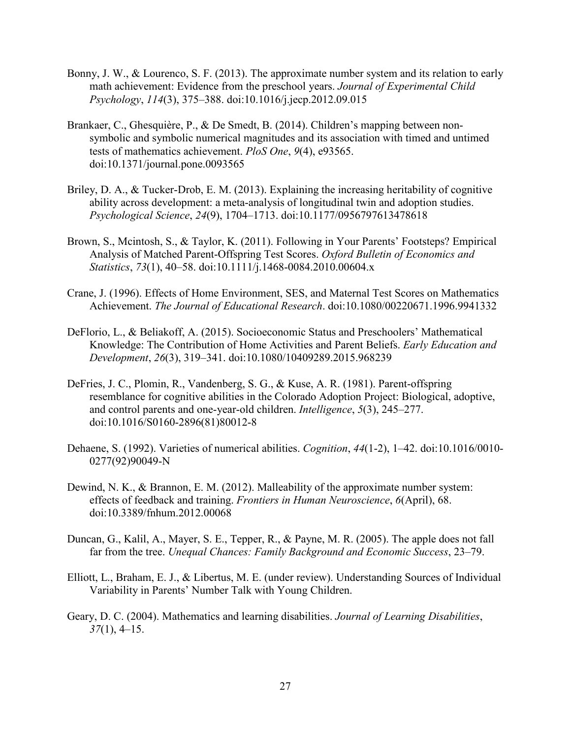Bonny, J. W., & Lourenco, S. F. (2013). The approximate number system and its relation to early math achievement: Evidence from the preschool years. *Journal of Experimental Child Psychology*, *114*(3), 375–388. doi:10.1016/j.jecp.2012.09.015

Brankaer, C., Ghesquière, P., & De Smedt, B. (2014). Children's mapping between non-symbolic and symbolic numerical magnitudes and its association with timed and untimed tests of mathematics achievement. *PloS One*, *9*(4), e93565. doi:10.1371/journal.pone.0093565

Briley, D. A., & Tucker-Drob, E. M. (2013). Explaining the increasing heritability of cognitive ability across development: a meta-analysis of longitudinal twin and adoption studies. *Psychological Science*, *24*(9), 1704–1713. doi:10.1177/0956797613478618

Brown, S., Mcintosh, S., & Taylor, K. (2011). Following in Your Parents' Footsteps? Empirical Analysis of Matched Parent-Offspring Test Scores. *Oxford Bulletin of Economics and Statistics*, *73*(1), 40–58. doi:10.1111/j.1468-0084.2010.00604.x

Crane, J. (1996). Effects of Home Environment, SES, and Maternal Test Scores on Mathematics Achievement. *The Journal of Educational Research*. doi:10.1080/00220671.1996.9941332

DeFlorio, L., & Beliakoff, A. (2015). Socioeconomic Status and Preschoolers' Mathematical Knowledge: The Contribution of Home Activities and Parent Beliefs. *Early Education and Development*, *26*(3), 319–341. doi:10.1080/10409289.2015.968239

DeFries, J. C., Plomin, R., Vandenberg, S. G., & Kuse, A. R. (1981). Parent-offspring resemblance for cognitive abilities in the Colorado Adoption Project: Biological, adoptive, and control parents and one-year-old children. *Intelligence*, *5*(3), 245–277. doi:10.1016/S0160-2896(81)80012-8

Dehaene, S. (1992). Varieties of numerical abilities. *Cognition*, *44*(1-2), 1–42. doi:10.1016/0010-0277(92)90049-N

Dewind, N. K., & Brannon, E. M. (2012). Malleability of the approximate number system: effects of feedback and training. *Frontiers in Human Neuroscience*, *6*(April), 68. doi:10.3389/fnhum.2012.00068

Duncan, G., Kalil, A., Mayer, S. E., Tepper, R., & Payne, M. R. (2005). The apple does not fall far from the tree. *Unequal Chances: Family Background and Economic Success*, 23–79.

Elliott, L., Braham, E. J., & Libertus, M. E. (under review). Understanding Sources of Individual Variability in Parents' Number Talk with Young Children.

Geary, D. C. (2004). Mathematics and learning disabilities. *Journal of Learning Disabilities*, *37*(1), 4–15.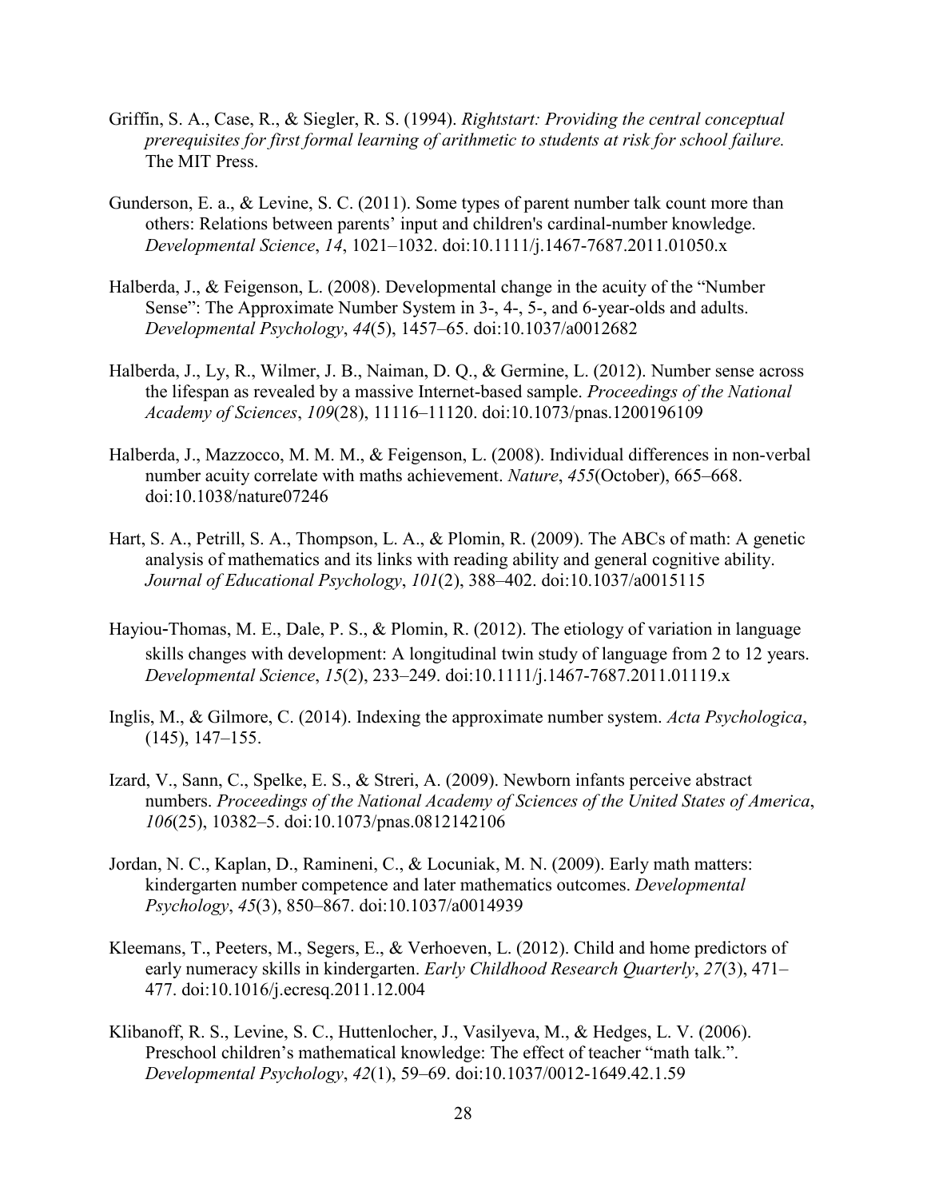Griffin, S. A., Case, R., & Siegler, R. S. (1994). *Rightstart: Providing the central conceptual prerequisites for first formal learning of arithmetic to students at risk for school failure.* The MIT Press.

Gunderson, E. a., & Levine, S. C. (2011). Some types of parent number talk count more than others: Relations between parents' input and children's cardinal-number knowledge. *Developmental Science*, *14*, 1021–1032. doi:10.1111/j.1467-7687.2011.01050.x

Halberda, J., & Feigenson, L. (2008). Developmental change in the acuity of the "Number Sense": The Approximate Number System in 3-, 4-, 5-, and 6-year-olds and adults. *Developmental Psychology*, *44*(5), 1457–65. doi:10.1037/a0012682

Halberda, J., Ly, R., Wilmer, J. B., Naiman, D. Q., & Germine, L. (2012). Number sense across the lifespan as revealed by a massive Internet-based sample. *Proceedings of the National Academy of Sciences*, *109*(28), 11116–11120. doi:10.1073/pnas.1200196109

Halberda, J., Mazzocco, M. M. M., & Feigenson, L. (2008). Individual differences in non-verbal number acuity correlate with maths achievement. *Nature*, *455*(October), 665–668. doi:10.1038/nature07246

Hart, S. A., Petrill, S. A., Thompson, L. A., & Plomin, R. (2009). The ABCs of math: A genetic analysis of mathematics and its links with reading ability and general cognitive ability. *Journal of Educational Psychology*, *101*(2), 388–402. doi:10.1037/a0015115

Hayiou-Thomas, M. E., Dale, P. S., & Plomin, R. (2012). The etiology of variation in language skills changes with development: A longitudinal twin study of language from 2 to 12 years. *Developmental Science*, *15*(2), 233–249. doi:10.1111/j.1467-7687.2011.01119.x

Inglis, M., & Gilmore, C. (2014). Indexing the approximate number system. *Acta Psychologica*, (145), 147–155.

Izard, V., Sann, C., Spelke, E. S., & Streri, A. (2009). Newborn infants perceive abstract numbers. *Proceedings of the National Academy of Sciences of the United States of America*, *106*(25), 10382–5. doi:10.1073/pnas.0812142106

Jordan, N. C., Kaplan, D., Ramineni, C., & Locuniak, M. N. (2009). Early math matters: kindergarten number competence and later mathematics outcomes. *Developmental Psychology*, *45*(3), 850–867. doi:10.1037/a0014939

Kleemans, T., Peeters, M., Segers, E., & Verhoeven, L. (2012). Child and home predictors of early numeracy skills in kindergarten. *Early Childhood Research Quarterly*, *27*(3), 471–477. doi:10.1016/j.ecresq.2011.12.004

Klibanoff, R. S., Levine, S. C., Huttenlocher, J., Vasilyeva, M., & Hedges, L. V. (2006). Preschool children's mathematical knowledge: The effect of teacher "math talk.". *Developmental Psychology*, *42*(1), 59–69. doi:10.1037/0012-1649.42.1.59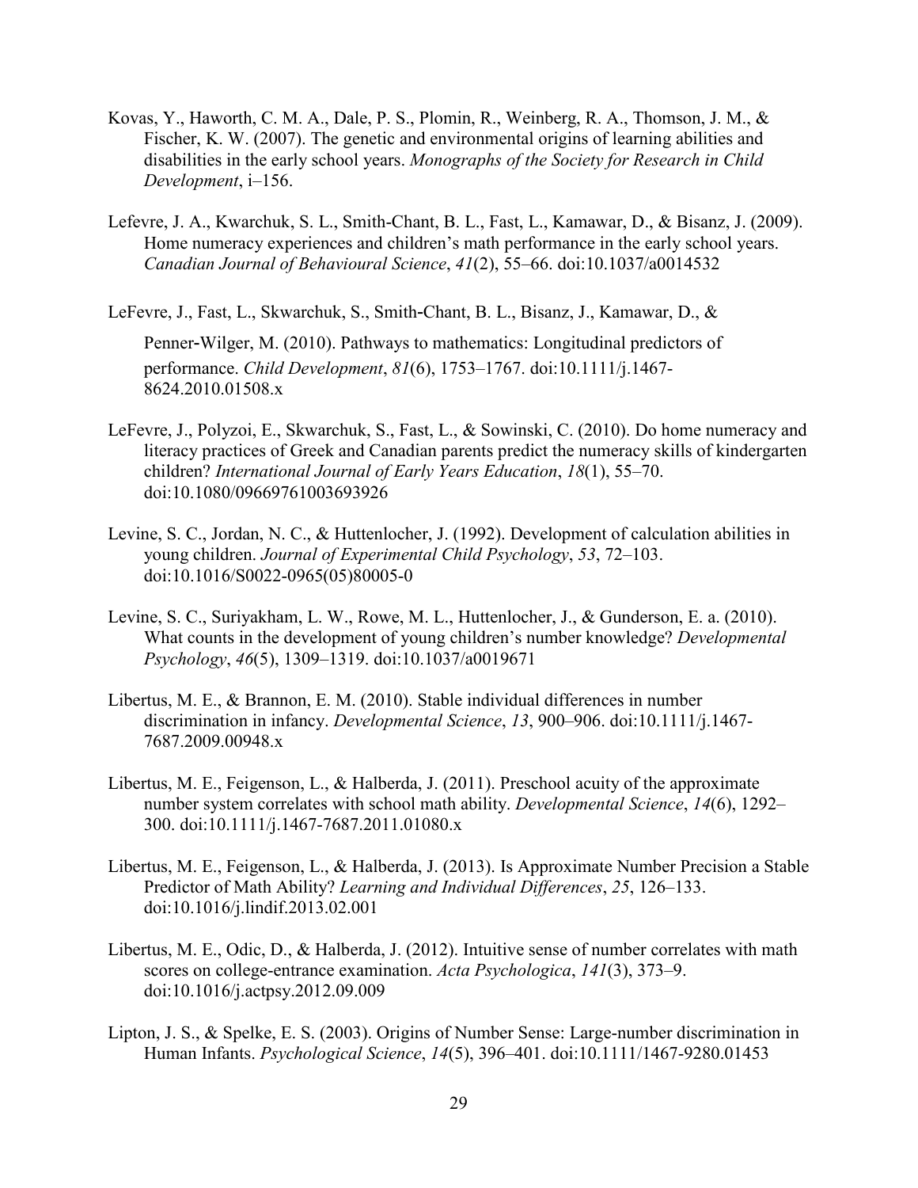Kovas, Y., Haworth, C. M. A., Dale, P. S., Plomin, R., Weinberg, R. A., Thomson, J. M., & Fischer, K. W. (2007). The genetic and environmental origins of learning abilities and disabilities in the early school years. *Monographs of the Society for Research in Child Development*, i–156.

Lefevre, J. A., Kwarchuk, S. L., Smith-Chant, B. L., Fast, L., Kamawar, D., & Bisanz, J. (2009). Home numeracy experiences and children's math performance in the early school years. *Canadian Journal of Behavioural Science*, *41*(2), 55–66. doi:10.1037/a0014532

LeFevre, J., Fast, L., Skwarchuk, S., Smith-Chant, B. L., Bisanz, J., Kamawar, D., & Penner-Wilger, M. (2010). Pathways to mathematics: Longitudinal predictors of performance. *Child Development*, *81*(6), 1753–1767. doi:10.1111/j.1467-8624.2010.01508.x

LeFevre, J., Polyzoi, E., Skwarchuk, S., Fast, L., & Sowinski, C. (2010). Do home numeracy and literacy practices of Greek and Canadian parents predict the numeracy skills of kindergarten children? *International Journal of Early Years Education*, *18*(1), 55–70. doi:10.1080/09669761003693926

Levine, S. C., Jordan, N. C., & Huttenlocher, J. (1992). Development of calculation abilities in young children. *Journal of Experimental Child Psychology*, *53*, 72–103. doi:10.1016/S0022-0965(05)80005-0

Levine, S. C., Suriyakham, L. W., Rowe, M. L., Huttenlocher, J., & Gunderson, E. a. (2010). What counts in the development of young children's number knowledge? *Developmental Psychology*, *46*(5), 1309–1319. doi:10.1037/a0019671

Libertus, M. E., & Brannon, E. M. (2010). Stable individual differences in number discrimination in infancy. *Developmental Science*, *13*, 900–906. doi:10.1111/j.1467-7687.2009.00948.x

Libertus, M. E., Feigenson, L., & Halberda, J. (2011). Preschool acuity of the approximate number system correlates with school math ability. *Developmental Science*, *14*(6), 1292–300. doi:10.1111/j.1467-7687.2011.01080.x

Libertus, M. E., Feigenson, L., & Halberda, J. (2013). Is Approximate Number Precision a Stable Predictor of Math Ability? *Learning and Individual Differences*, *25*, 126–133. doi:10.1016/j.lindif.2013.02.001

Libertus, M. E., Odic, D., & Halberda, J. (2012). Intuitive sense of number correlates with math scores on college-entrance examination. *Acta Psychologica*, *141*(3), 373–9. doi:10.1016/j.actpsy.2012.09.009

Lipton, J. S., & Spelke, E. S. (2003). Origins of Number Sense: Large-number discrimination in Human Infants. *Psychological Science*, *14*(5), 396–401. doi:10.1111/1467-9280.01453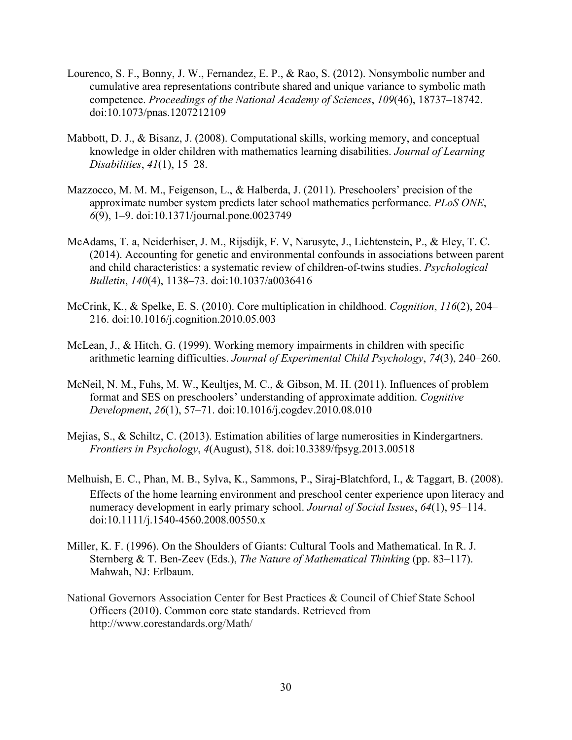Lourenco, S. F., Bonny, J. W., Fernandez, E. P., & Rao, S. (2012). Nonsymbolic number and cumulative area representations contribute shared and unique variance to symbolic math competence. *Proceedings of the National Academy of Sciences*, *109*(46), 18737–18742. doi:10.1073/pnas.1207212109

Mabbott, D. J., & Bisanz, J. (2008). Computational skills, working memory, and conceptual knowledge in older children with mathematics learning disabilities. *Journal of Learning Disabilities*, *41*(1), 15–28.

Mazzocco, M. M. M., Feigenson, L., & Halberda, J. (2011). Preschoolers' precision of the approximate number system predicts later school mathematics performance. *PLoS ONE*, *6*(9), 1–9. doi:10.1371/journal.pone.0023749

McAdams, T. a, Neiderhiser, J. M., Rijsdijk, F. V, Narusyte, J., Lichtenstein, P., & Eley, T. C. (2014). Accounting for genetic and environmental confounds in associations between parent and child characteristics: a systematic review of children-of-twins studies. *Psychological Bulletin*, *140*(4), 1138–73. doi:10.1037/a0036416

McCrink, K., & Spelke, E. S. (2010). Core multiplication in childhood. *Cognition*, *116*(2), 204–216. doi:10.1016/j.cognition.2010.05.003

McLean, J., & Hitch, G. (1999). Working memory impairments in children with specific arithmetic learning difficulties. *Journal of Experimental Child Psychology*, *74*(3), 240–260.

McNeil, N. M., Fuhs, M. W., Keultjes, M. C., & Gibson, M. H. (2011). Influences of problem format and SES on preschoolers' understanding of approximate addition. *Cognitive Development*, *26*(1), 57–71. doi:10.1016/j.cogdev.2010.08.010

Mejias, S., & Schiltz, C. (2013). Estimation abilities of large numerosities in Kindergartners. *Frontiers in Psychology*, *4*(August), 518. doi:10.3389/fpsyg.2013.00518

Melhuish, E. C., Phan, M. B., Sylva, K., Sammons, P., Siraj-Blatchford, I., & Taggart, B. (2008). Effects of the home learning environment and preschool center experience upon literacy and numeracy development in early primary school. *Journal of Social Issues*, *64*(1), 95–114. doi:10.1111/j.1540-4560.2008.00550.x

Miller, K. F. (1996). On the Shoulders of Giants: Cultural Tools and Mathematical. In R. J. Sternberg & T. Ben-Zeev (Eds.), *The Nature of Mathematical Thinking* (pp. 83–117). Mahwah, NJ: Erlbaum.

National Governors Association Center for Best Practices & Council of Chief State School Officers (2010). Common core state standards. Retrieved from http://www.corestandards.org/Math/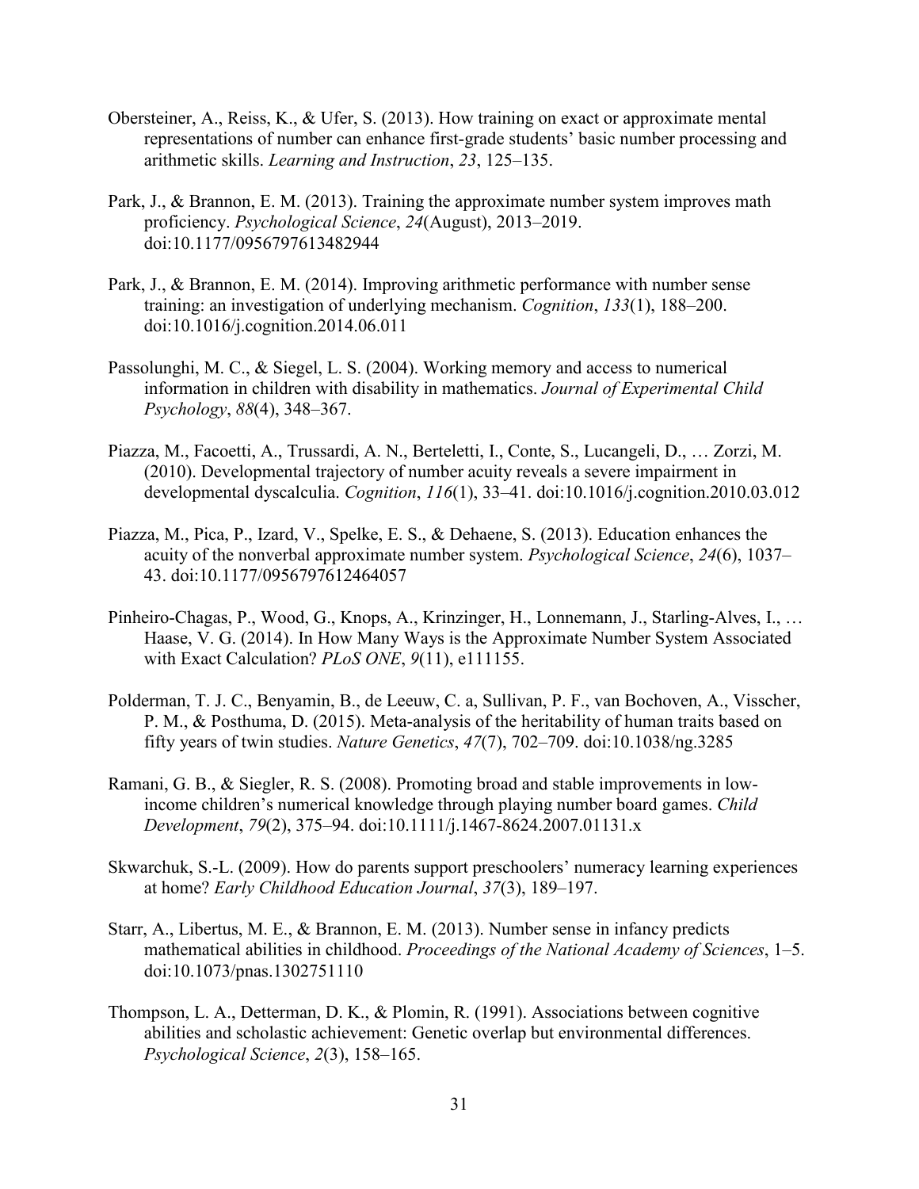Obersteiner, A., Reiss, K., & Ufer, S. (2013). How training on exact or approximate mental representations of number can enhance first-grade students' basic number processing and arithmetic skills. *Learning and Instruction*, *23*, 125–135.

Park, J., & Brannon, E. M. (2013). Training the approximate number system improves math proficiency. *Psychological Science*, *24*(August), 2013–2019. doi:10.1177/0956797613482944

Park, J., & Brannon, E. M. (2014). Improving arithmetic performance with number sense training: an investigation of underlying mechanism. *Cognition*, *133*(1), 188–200. doi:10.1016/j.cognition.2014.06.011

Passolunghi, M. C., & Siegel, L. S. (2004). Working memory and access to numerical information in children with disability in mathematics. *Journal of Experimental Child Psychology*, *88*(4), 348–367.

Piazza, M., Facoetti, A., Trussardi, A. N., Berteletti, I., Conte, S., Lucangeli, D., … Zorzi, M. (2010). Developmental trajectory of number acuity reveals a severe impairment in developmental dyscalculia. *Cognition*, *116*(1), 33–41. doi:10.1016/j.cognition.2010.03.012

Piazza, M., Pica, P., Izard, V., Spelke, E. S., & Dehaene, S. (2013). Education enhances the acuity of the nonverbal approximate number system. *Psychological Science*, *24*(6), 1037–43. doi:10.1177/0956797612464057

Pinheiro-Chagas, P., Wood, G., Knops, A., Krinzinger, H., Lonnemann, J., Starling-Alves, I., … Haase, V. G. (2014). In How Many Ways is the Approximate Number System Associated with Exact Calculation? *PLoS ONE*, *9*(11), e111155.

Polderman, T. J. C., Benyamin, B., de Leeuw, C. a, Sullivan, P. F., van Bochoven, A., Visscher, P. M., & Posthuma, D. (2015). Meta-analysis of the heritability of human traits based on fifty years of twin studies. *Nature Genetics*, *47*(7), 702–709. doi:10.1038/ng.3285

Ramani, G. B., & Siegler, R. S. (2008). Promoting broad and stable improvements in low-income children's numerical knowledge through playing number board games. *Child Development*, *79*(2), 375–94. doi:10.1111/j.1467-8624.2007.01131.x

Skwarchuk, S.-L. (2009). How do parents support preschoolers' numeracy learning experiences at home? *Early Childhood Education Journal*, *37*(3), 189–197.

Starr, A., Libertus, M. E., & Brannon, E. M. (2013). Number sense in infancy predicts mathematical abilities in childhood. *Proceedings of the National Academy of Sciences*, 1–5. doi:10.1073/pnas.1302751110

Thompson, L. A., Detterman, D. K., & Plomin, R. (1991). Associations between cognitive abilities and scholastic achievement: Genetic overlap but environmental differences. *Psychological Science*, *2*(3), 158–165.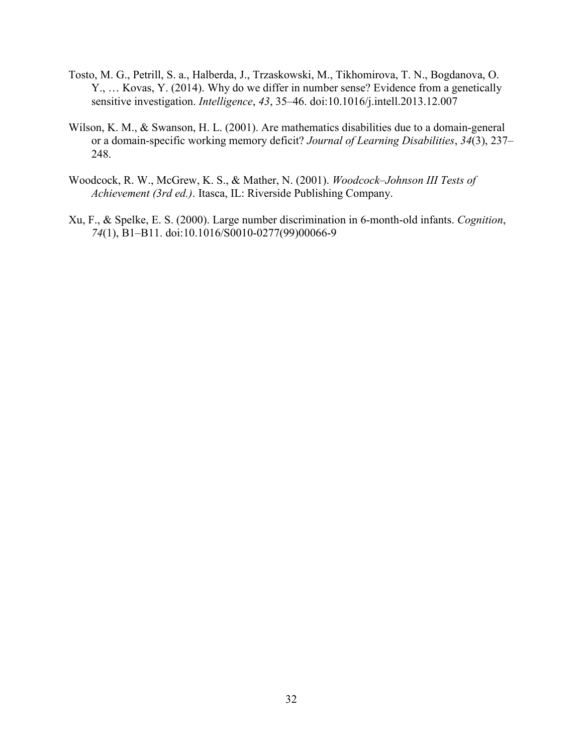Tosto, M. G., Petrill, S. a., Halberda, J., Trzaskowski, M., Tikhomirova, T. N., Bogdanova, O. Y., … Kovas, Y. (2014). Why do we differ in number sense? Evidence from a genetically sensitive investigation. *Intelligence*, *43*, 35–46. doi:10.1016/j.intell.2013.12.007

Wilson, K. M., & Swanson, H. L. (2001). Are mathematics disabilities due to a domain-general or a domain-specific working memory deficit? *Journal of Learning Disabilities*, *34*(3), 237–248.

Woodcock, R. W., McGrew, K. S., & Mather, N. (2001). *Woodcock–Johnson III Tests of Achievement (3rd ed.)*. Itasca, IL: Riverside Publishing Company.

Xu, F., & Spelke, E. S. (2000). Large number discrimination in 6-month-old infants. *Cognition*, *74*(1), B1–B11. doi:10.1016/S0010-0277(99)00066-9